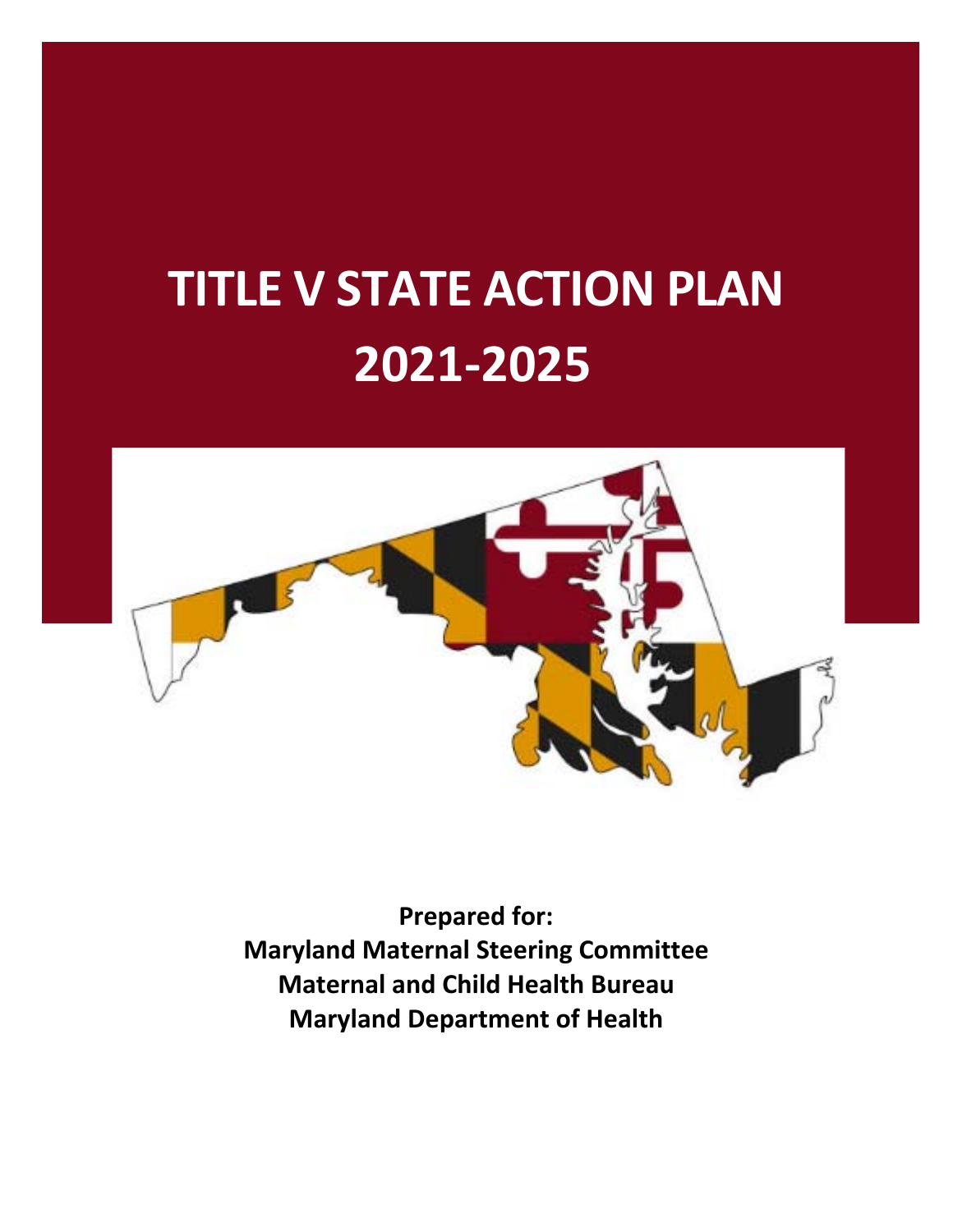# TITLE V STATE ACTION PLAN 2021-2025

**Prepared for:**
**Maryland Maternal Steering Committee**
**Maternal and Child Health Bureau**
**Maryland Department of Health**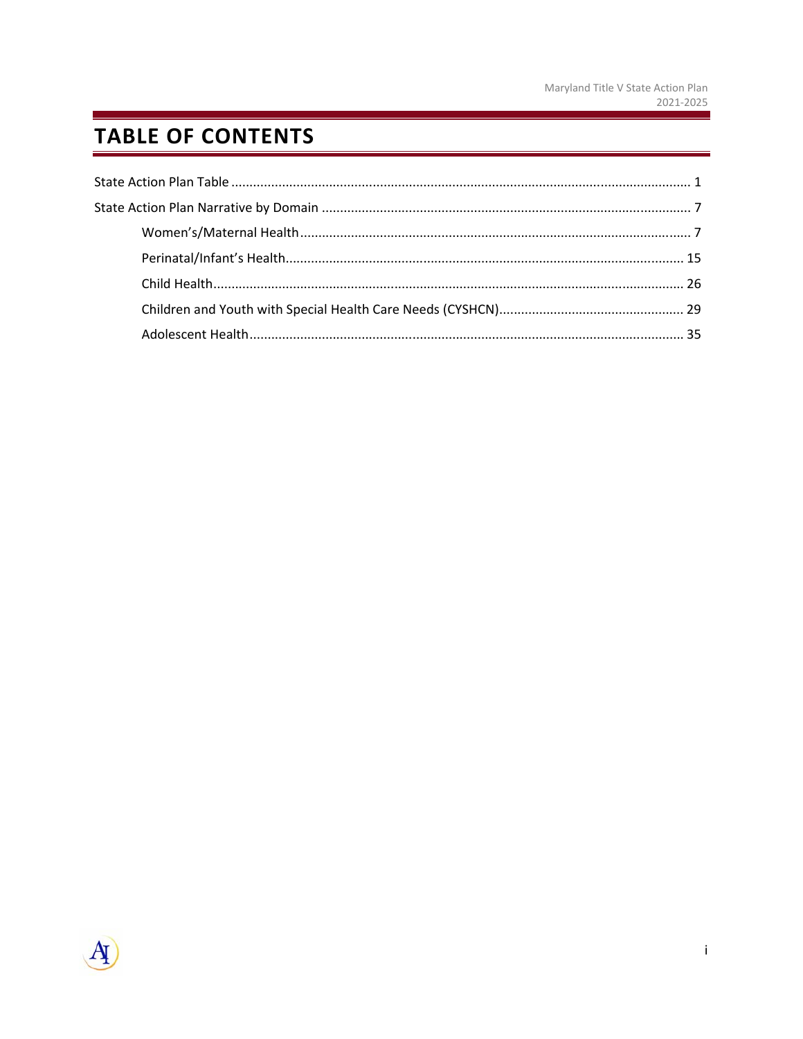# TABLE OF CONTENTS

State Action Plan Table ........................................................................................................................ 1

State Action Plan Narrative by Domain ..................................................................................................... 7

- Women's/Maternal Health ............................................................................................................ 7
- Perinatal/Infant's Health .............................................................................................................. 15
- Child Health ................................................................................................................................. 26
- Children and Youth with Special Health Care Needs (CYSHCN) .................................................. 29
- Adolescent Health ........................................................................................................................ 35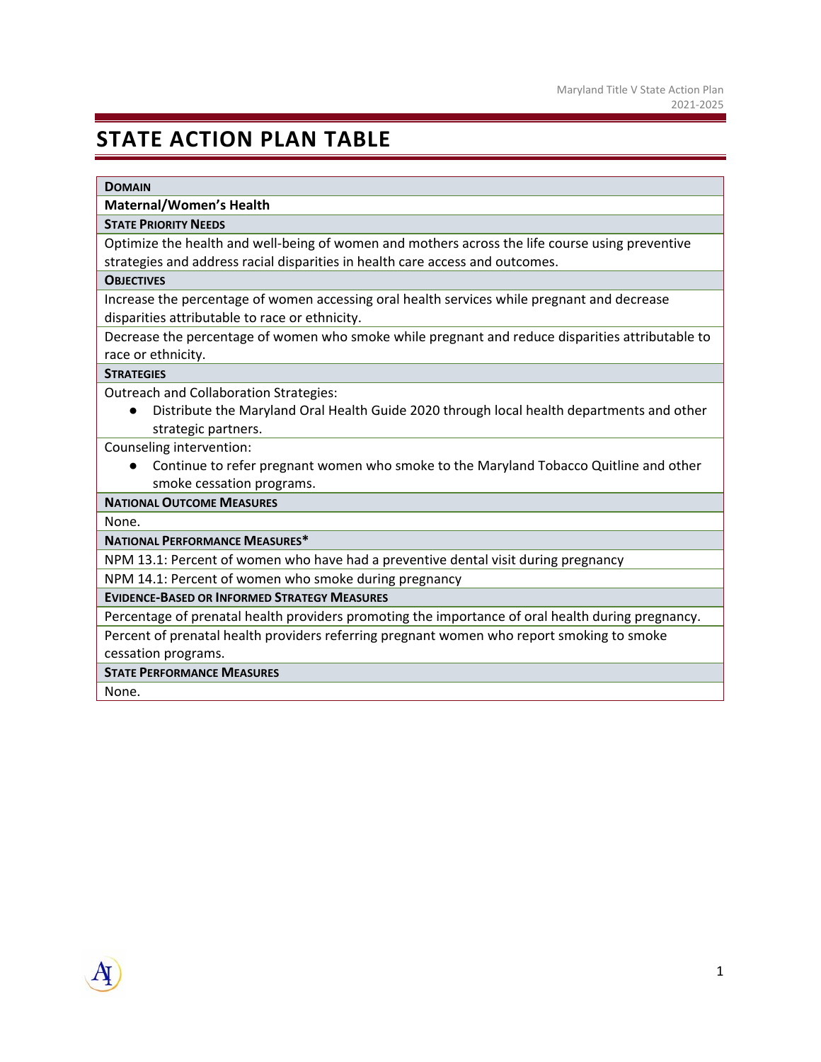# STATE ACTION PLAN TABLE

| **DOMAIN** |
|---|
| **Maternal/Women's Health** |
| **STATE PRIORITY NEEDS** |
| Optimize the health and well-being of women and mothers across the life course using preventive strategies and address racial disparities in health care access and outcomes. |
| **OBJECTIVES** |
| Increase the percentage of women accessing oral health services while pregnant and decrease disparities attributable to race or ethnicity. |
| Decrease the percentage of women who smoke while pregnant and reduce disparities attributable to race or ethnicity. |
| **STRATEGIES** |
| Outreach and Collaboration Strategies: ● Distribute the Maryland Oral Health Guide 2020 through local health departments and other strategic partners. |
| Counseling intervention: ● Continue to refer pregnant women who smoke to the Maryland Tobacco Quitline and other smoke cessation programs. |
| **NATIONAL OUTCOME MEASURES** |
| None. |
| **NATIONAL PERFORMANCE MEASURES*** |
| NPM 13.1: Percent of women who have had a preventive dental visit during pregnancy |
| NPM 14.1: Percent of women who smoke during pregnancy |
| **EVIDENCE-BASED OR INFORMED STRATEGY MEASURES** |
| Percentage of prenatal health providers promoting the importance of oral health during pregnancy. |
| Percent of prenatal health providers referring pregnant women who report smoking to smoke cessation programs. |
| **STATE PERFORMANCE MEASURES** |
| None. |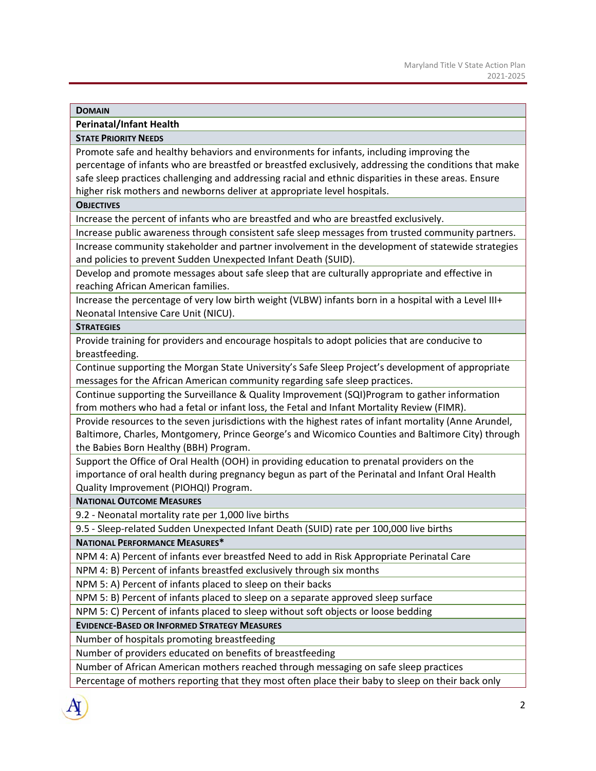| **DOMAIN** |
|---|
| **Perinatal/Infant Health** |
| **STATE PRIORITY NEEDS** |
| Promote safe and healthy behaviors and environments for infants, including improving the percentage of infants who are breastfed or breastfed exclusively, addressing the conditions that make safe sleep practices challenging and addressing racial and ethnic disparities in these areas. Ensure higher risk mothers and newborns deliver at appropriate level hospitals. |
| **OBJECTIVES** |
| Increase the percent of infants who are breastfed and who are breastfed exclusively. |
| Increase public awareness through consistent safe sleep messages from trusted community partners. |
| Increase community stakeholder and partner involvement in the development of statewide strategies and policies to prevent Sudden Unexpected Infant Death (SUID). |
| Develop and promote messages about safe sleep that are culturally appropriate and effective in reaching African American families. |
| Increase the percentage of very low birth weight (VLBW) infants born in a hospital with a Level III+ Neonatal Intensive Care Unit (NICU). |
| **STRATEGIES** |
| Provide training for providers and encourage hospitals to adopt policies that are conducive to breastfeeding. |
| Continue supporting the Morgan State University's Safe Sleep Project's development of appropriate messages for the African American community regarding safe sleep practices. |
| Continue supporting the Surveillance & Quality Improvement (SQI)Program to gather information from mothers who had a fetal or infant loss, the Fetal and Infant Mortality Review (FIMR). |
| Provide resources to the seven jurisdictions with the highest rates of infant mortality (Anne Arundel, Baltimore, Charles, Montgomery, Prince George's and Wicomico Counties and Baltimore City) through the Babies Born Healthy (BBH) Program. |
| Support the Office of Oral Health (OOH) in providing education to prenatal providers on the importance of oral health during pregnancy begun as part of the Perinatal and Infant Oral Health Quality Improvement (PIOHQI) Program. |
| **NATIONAL OUTCOME MEASURES** |
| 9.2 - Neonatal mortality rate per 1,000 live births |
| 9.5 - Sleep-related Sudden Unexpected Infant Death (SUID) rate per 100,000 live births |
| **NATIONAL PERFORMANCE MEASURES*** |
| NPM 4: A) Percent of infants ever breastfed Need to add in Risk Appropriate Perinatal Care |
| NPM 4: B) Percent of infants breastfed exclusively through six months |
| NPM 5: A) Percent of infants placed to sleep on their backs |
| NPM 5: B) Percent of infants placed to sleep on a separate approved sleep surface |
| NPM 5: C) Percent of infants placed to sleep without soft objects or loose bedding |
| **EVIDENCE-BASED OR INFORMED STRATEGY MEASURES** |
| Number of hospitals promoting breastfeeding |
| Number of providers educated on benefits of breastfeeding |
| Number of African American mothers reached through messaging on safe sleep practices |
| Percentage of mothers reporting that they most often place their baby to sleep on their back only |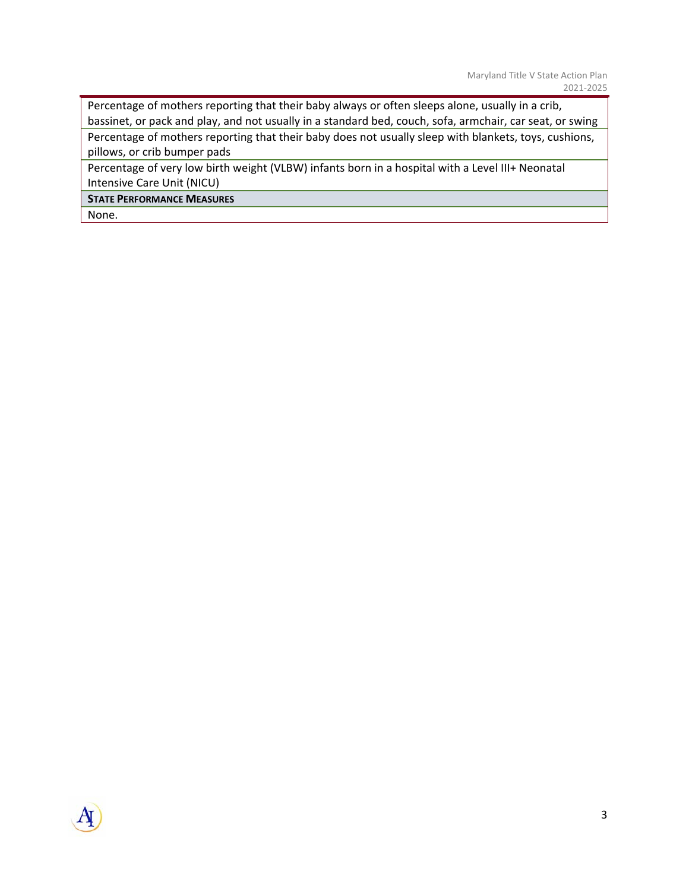| |
|---|
| Percentage of mothers reporting that their baby always or often sleeps alone, usually in a crib, bassinet, or pack and play, and not usually in a standard bed, couch, sofa, armchair, car seat, or swing |
| Percentage of mothers reporting that their baby does not usually sleep with blankets, toys, cushions, pillows, or crib bumper pads |
| Percentage of very low birth weight (VLBW) infants born in a hospital with a Level III+ Neonatal Intensive Care Unit (NICU) |
| **STATE PERFORMANCE MEASURES** |
| None. |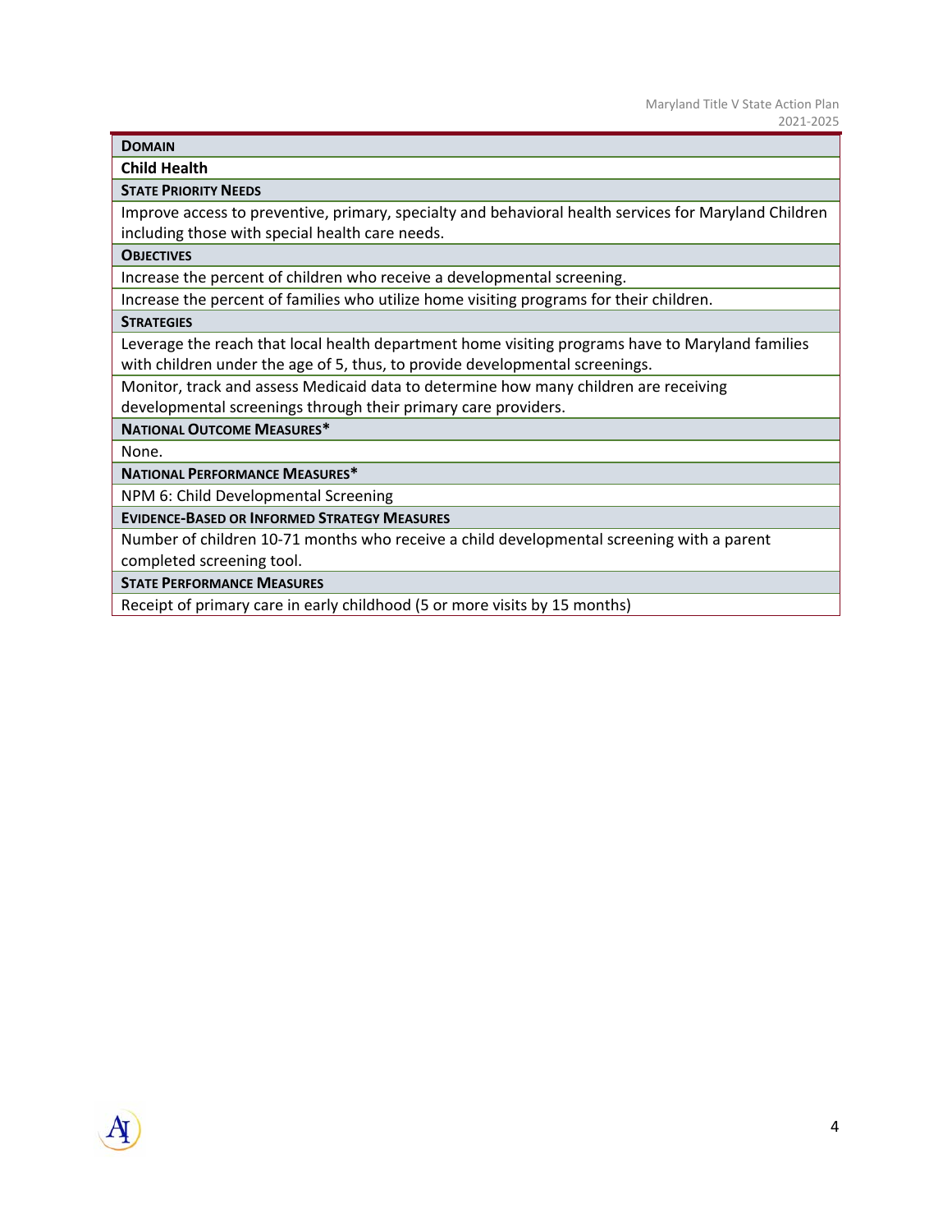| **Domain** |
| --- |
| **Child Health** |
| **State Priority Needs** |
| Improve access to preventive, primary, specialty and behavioral health services for Maryland Children including those with special health care needs. |
| **Objectives** |
| Increase the percent of children who receive a developmental screening. |
| Increase the percent of families who utilize home visiting programs for their children. |
| **Strategies** |
| Leverage the reach that local health department home visiting programs have to Maryland families with children under the age of 5, thus, to provide developmental screenings. |
| Monitor, track and assess Medicaid data to determine how many children are receiving developmental screenings through their primary care providers. |
| **National Outcome Measures*** |
| None. |
| **National Performance Measures*** |
| NPM 6: Child Developmental Screening |
| **Evidence-Based or Informed Strategy Measures** |
| Number of children 10-71 months who receive a child developmental screening with a parent completed screening tool. |
| **State Performance Measures** |
| Receipt of primary care in early childhood (5 or more visits by 15 months) |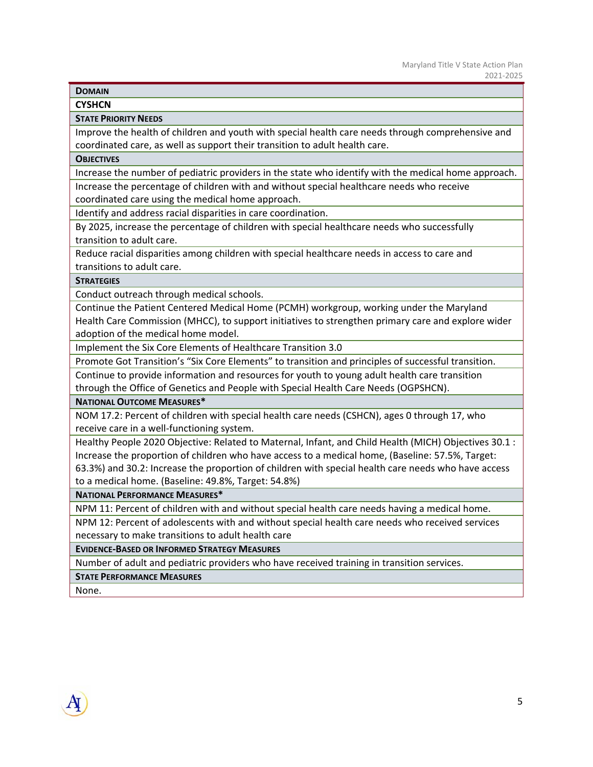| **Domain** |
| --- |
| **CYSHCN** |
| **State Priority Needs** |
| Improve the health of children and youth with special health care needs through comprehensive and coordinated care, as well as support their transition to adult health care. |
| **Objectives** |
| Increase the number of pediatric providers in the state who identify with the medical home approach. |
| Increase the percentage of children with and without special healthcare needs who receive coordinated care using the medical home approach. |
| Identify and address racial disparities in care coordination. |
| By 2025, increase the percentage of children with special healthcare needs who successfully transition to adult care. |
| Reduce racial disparities among children with special healthcare needs in access to care and transitions to adult care. |
| **Strategies** |
| Conduct outreach through medical schools. |
| Continue the Patient Centered Medical Home (PCMH) workgroup, working under the Maryland Health Care Commission (MHCC), to support initiatives to strengthen primary care and explore wider adoption of the medical home model. |
| Implement the Six Core Elements of Healthcare Transition 3.0 |
| Promote Got Transition's "Six Core Elements" to transition and principles of successful transition. |
| Continue to provide information and resources for youth to young adult health care transition through the Office of Genetics and People with Special Health Care Needs (OGPSHCN). |
| **National Outcome Measures*** |
| NOM 17.2: Percent of children with special health care needs (CSHCN), ages 0 through 17, who receive care in a well-functioning system. |
| Healthy People 2020 Objective: Related to Maternal, Infant, and Child Health (MICH) Objectives 30.1 : Increase the proportion of children who have access to a medical home, (Baseline: 57.5%, Target: 63.3%) and 30.2: Increase the proportion of children with special health care needs who have access to a medical home. (Baseline: 49.8%, Target: 54.8%) |
| **National Performance Measures*** |
| NPM 11: Percent of children with and without special health care needs having a medical home. |
| NPM 12: Percent of adolescents with and without special health care needs who received services necessary to make transitions to adult health care |
| **Evidence-Based or Informed Strategy Measures** |
| Number of adult and pediatric providers who have received training in transition services. |
| **State Performance Measures** |
| None. |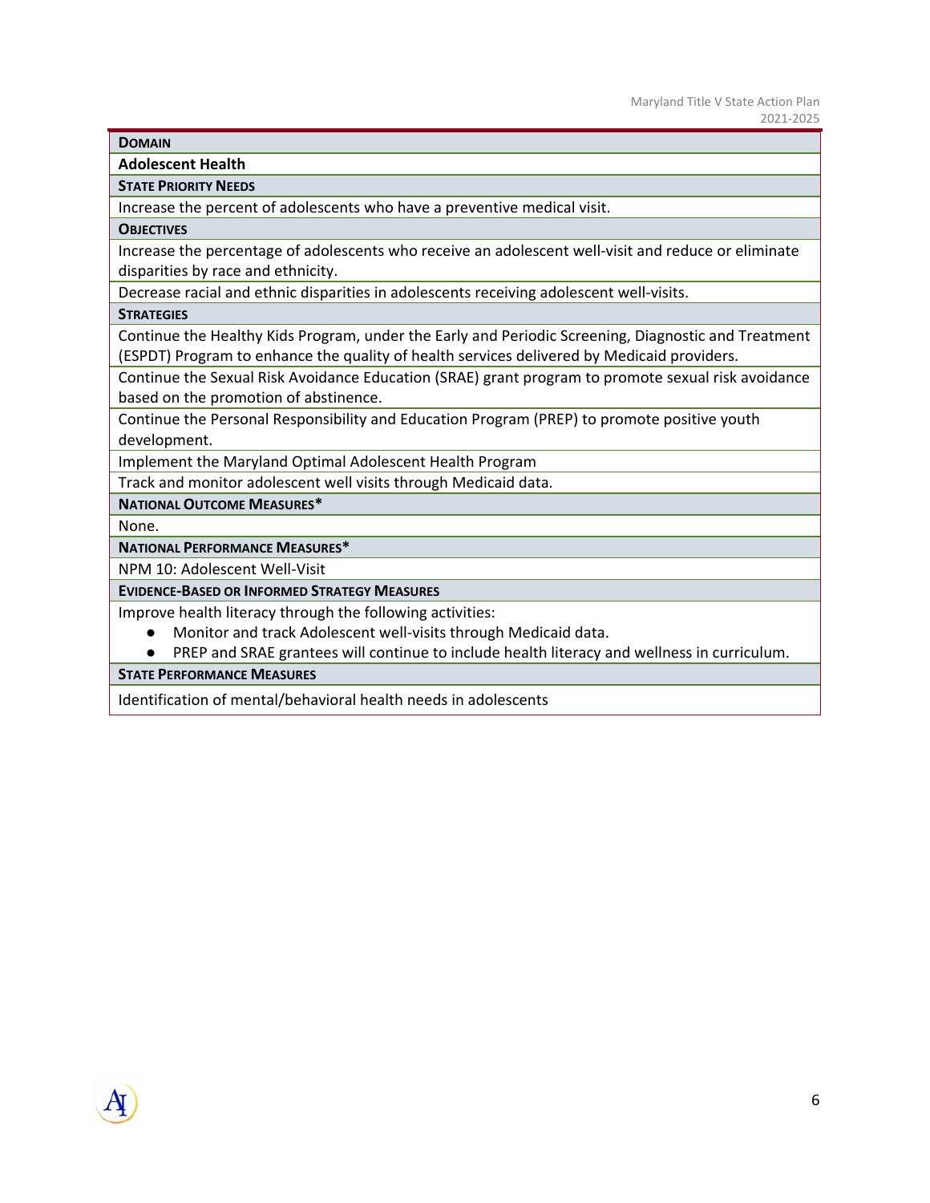| **Domain** |
| --- |
| **Adolescent Health** |
| **State Priority Needs** |
| Increase the percent of adolescents who have a preventive medical visit. |
| **Objectives** |
| Increase the percentage of adolescents who receive an adolescent well-visit and reduce or eliminate disparities by race and ethnicity. |
| Decrease racial and ethnic disparities in adolescents receiving adolescent well-visits. |
| **Strategies** |
| Continue the Healthy Kids Program, under the Early and Periodic Screening, Diagnostic and Treatment (ESPDT) Program to enhance the quality of health services delivered by Medicaid providers. |
| Continue the Sexual Risk Avoidance Education (SRAE) grant program to promote sexual risk avoidance based on the promotion of abstinence. |
| Continue the Personal Responsibility and Education Program (PREP) to promote positive youth development. |
| Implement the Maryland Optimal Adolescent Health Program |
| Track and monitor adolescent well visits through Medicaid data. |
| **National Outcome Measures*** |
| None. |
| **National Performance Measures*** |
| NPM 10: Adolescent Well-Visit |
| **Evidence-Based or Informed Strategy Measures** |
| Improve health literacy through the following activities:<br>● Monitor and track Adolescent well-visits through Medicaid data.<br>● PREP and SRAE grantees will continue to include health literacy and wellness in curriculum. |
| **State Performance Measures** |
| Identification of mental/behavioral health needs in adolescents |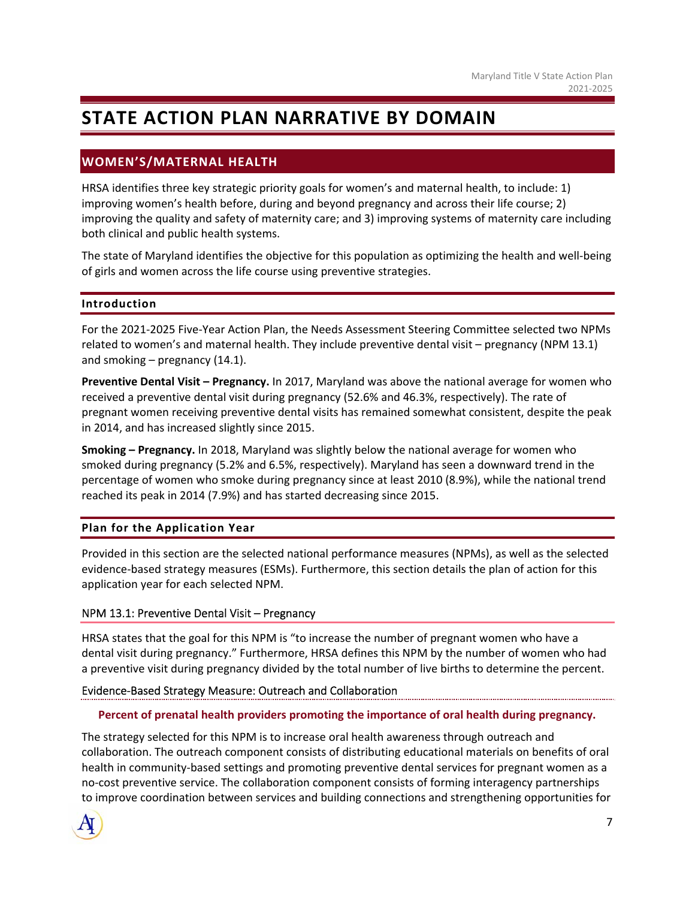# STATE ACTION PLAN NARRATIVE BY DOMAIN

## WOMEN'S/MATERNAL HEALTH

HRSA identifies three key strategic priority goals for women's and maternal health, to include: 1) improving women's health before, during and beyond pregnancy and across their life course; 2) improving the quality and safety of maternity care; and 3) improving systems of maternity care including both clinical and public health systems.

The state of Maryland identifies the objective for this population as optimizing the health and well-being of girls and women across the life course using preventive strategies.

### Introduction

For the 2021-2025 Five-Year Action Plan, the Needs Assessment Steering Committee selected two NPMs related to women's and maternal health. They include preventive dental visit – pregnancy (NPM 13.1) and smoking – pregnancy (14.1).

**Preventive Dental Visit – Pregnancy.** In 2017, Maryland was above the national average for women who received a preventive dental visit during pregnancy (52.6% and 46.3%, respectively). The rate of pregnant women receiving preventive dental visits has remained somewhat consistent, despite the peak in 2014, and has increased slightly since 2015.

**Smoking – Pregnancy.** In 2018, Maryland was slightly below the national average for women who smoked during pregnancy (5.2% and 6.5%, respectively). Maryland has seen a downward trend in the percentage of women who smoke during pregnancy since at least 2010 (8.9%), while the national trend reached its peak in 2014 (7.9%) and has started decreasing since 2015.

### Plan for the Application Year

Provided in this section are the selected national performance measures (NPMs), as well as the selected evidence-based strategy measures (ESMs). Furthermore, this section details the plan of action for this application year for each selected NPM.

#### NPM 13.1: Preventive Dental Visit – Pregnancy

HRSA states that the goal for this NPM is "to increase the number of pregnant women who have a dental visit during pregnancy." Furthermore, HRSA defines this NPM by the number of women who had a preventive visit during pregnancy divided by the total number of live births to determine the percent.

##### Evidence-Based Strategy Measure: Outreach and Collaboration

**Percent of prenatal health providers promoting the importance of oral health during pregnancy.**

The strategy selected for this NPM is to increase oral health awareness through outreach and collaboration. The outreach component consists of distributing educational materials on benefits of oral health in community-based settings and promoting preventive dental services for pregnant women as a no-cost preventive service. The collaboration component consists of forming interagency partnerships to improve coordination between services and building connections and strengthening opportunities for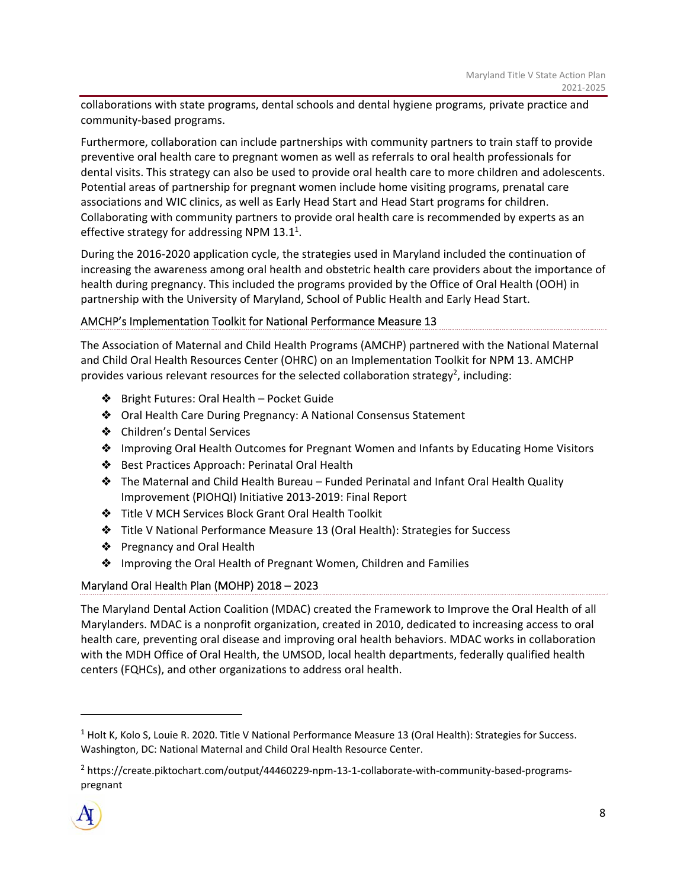collaborations with state programs, dental schools and dental hygiene programs, private practice and community-based programs.

Furthermore, collaboration can include partnerships with community partners to train staff to provide preventive oral health care to pregnant women as well as referrals to oral health professionals for dental visits. This strategy can also be used to provide oral health care to more children and adolescents. Potential areas of partnership for pregnant women include home visiting programs, prenatal care associations and WIC clinics, as well as Early Head Start and Head Start programs for children. Collaborating with community partners to provide oral health care is recommended by experts as an effective strategy for addressing NPM 13.1[1].

During the 2016-2020 application cycle, the strategies used in Maryland included the continuation of increasing the awareness among oral health and obstetric health care providers about the importance of health during pregnancy. This included the programs provided by the Office of Oral Health (OOH) in partnership with the University of Maryland, School of Public Health and Early Head Start.

### AMCHP's Implementation Toolkit for National Performance Measure 13

The Association of Maternal and Child Health Programs (AMCHP) partnered with the National Maternal and Child Oral Health Resources Center (OHRC) on an Implementation Toolkit for NPM 13. AMCHP provides various relevant resources for the selected collaboration strategy[2], including:

- Bright Futures: Oral Health – Pocket Guide
- Oral Health Care During Pregnancy: A National Consensus Statement
- Children's Dental Services
- Improving Oral Health Outcomes for Pregnant Women and Infants by Educating Home Visitors
- Best Practices Approach: Perinatal Oral Health
- The Maternal and Child Health Bureau – Funded Perinatal and Infant Oral Health Quality Improvement (PIOHQI) Initiative 2013-2019: Final Report
- Title V MCH Services Block Grant Oral Health Toolkit
- Title V National Performance Measure 13 (Oral Health): Strategies for Success
- Pregnancy and Oral Health
- Improving the Oral Health of Pregnant Women, Children and Families

### Maryland Oral Health Plan (MOHP) 2018 – 2023

The Maryland Dental Action Coalition (MDAC) created the Framework to Improve the Oral Health of all Marylanders. MDAC is a nonprofit organization, created in 2010, dedicated to increasing access to oral health care, preventing oral disease and improving oral health behaviors. MDAC works in collaboration with the MDH Office of Oral Health, the UMSOD, local health departments, federally qualified health centers (FQHCs), and other organizations to address oral health.

---

[1] Holt K, Kolo S, Louie R. 2020. Title V National Performance Measure 13 (Oral Health): Strategies for Success. Washington, DC: National Maternal and Child Oral Health Resource Center.

[2] https://create.piktochart.com/output/44460229-npm-13-1-collaborate-with-community-based-programs-pregnant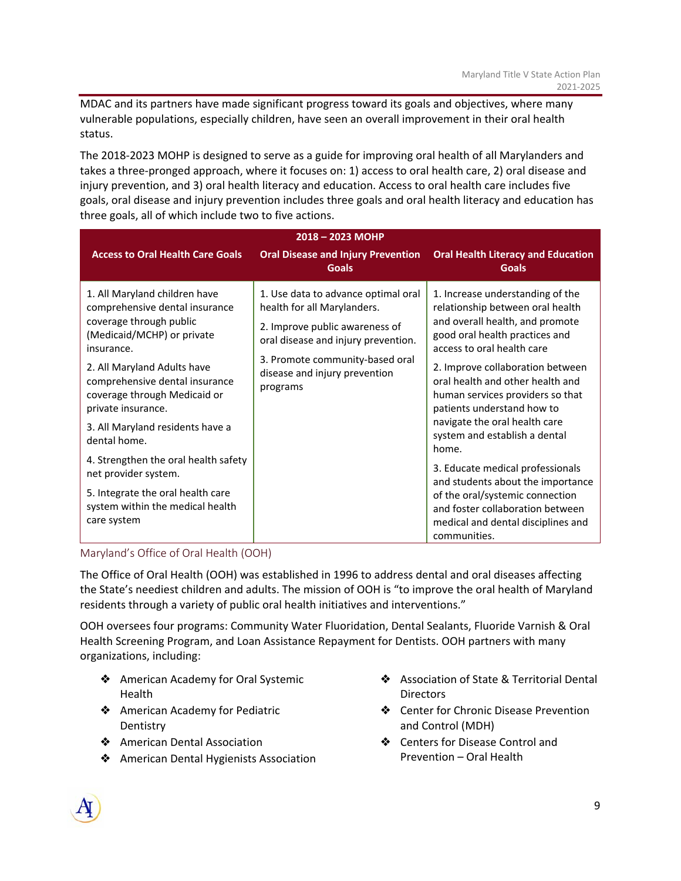MDAC and its partners have made significant progress toward its goals and objectives, where many vulnerable populations, especially children, have seen an overall improvement in their oral health status.

The 2018-2023 MOHP is designed to serve as a guide for improving oral health of all Marylanders and takes a three-pronged approach, where it focuses on: 1) access to oral health care, 2) oral disease and injury prevention, and 3) oral health literacy and education. Access to oral health care includes five goals, oral disease and injury prevention includes three goals and oral health literacy and education has three goals, all of which include two to five actions.

| 2018 – 2023 MOHP | | |
|---|---|---|
| **Access to Oral Health Care Goals** | **Oral Disease and Injury Prevention Goals** | **Oral Health Literacy and Education Goals** |
| 1. All Maryland children have comprehensive dental insurance coverage through public (Medicaid/MCHP) or private insurance.<br>2. All Maryland Adults have comprehensive dental insurance coverage through Medicaid or private insurance.<br>3. All Maryland residents have a dental home.<br>4. Strengthen the oral health safety net provider system.<br>5. Integrate the oral health care system within the medical health care system | 1. Use data to advance optimal oral health for all Marylanders.<br>2. Improve public awareness of oral disease and injury prevention.<br>3. Promote community-based oral disease and injury prevention programs | 1. Increase understanding of the relationship between oral health and overall health, and promote good oral health practices and access to oral health care<br>2. Improve collaboration between oral health and other health and human services providers so that patients understand how to navigate the oral health care system and establish a dental home.<br>3. Educate medical professionals and students about the importance of the oral/systemic connection and foster collaboration between medical and dental disciplines and communities. |

## Maryland's Office of Oral Health (OOH)

The Office of Oral Health (OOH) was established in 1996 to address dental and oral diseases affecting the State's neediest children and adults. The mission of OOH is "to improve the oral health of Maryland residents through a variety of public oral health initiatives and interventions."

OOH oversees four programs: Community Water Fluoridation, Dental Sealants, Fluoride Varnish & Oral Health Screening Program, and Loan Assistance Repayment for Dentists. OOH partners with many organizations, including:

- American Academy for Oral Systemic Health
- American Academy for Pediatric Dentistry
- American Dental Association
- American Dental Hygienists Association
- Association of State & Territorial Dental Directors
- Center for Chronic Disease Prevention and Control (MDH)
- Centers for Disease Control and Prevention – Oral Health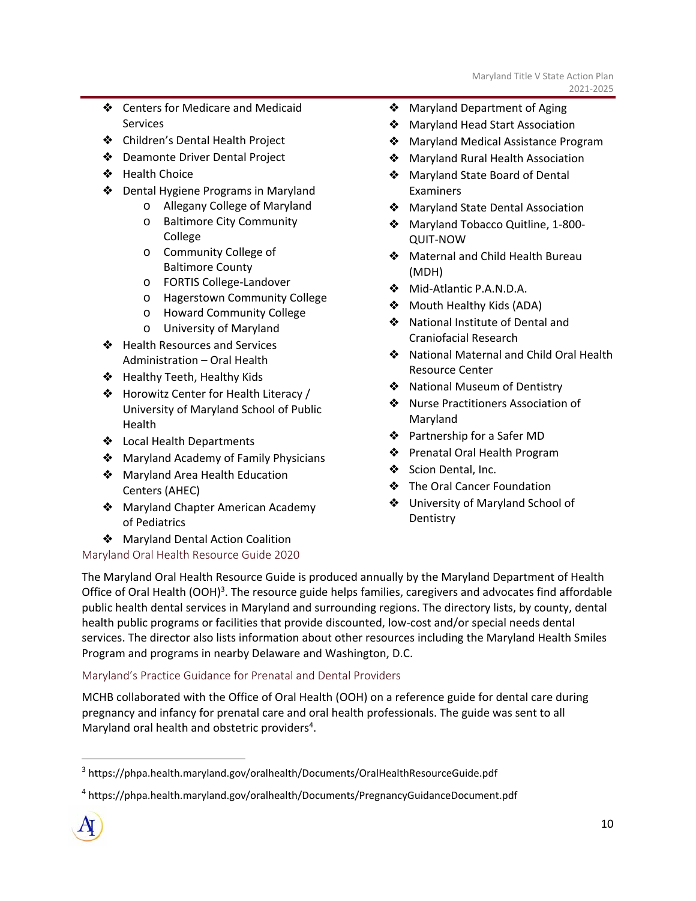- Centers for Medicare and Medicaid Services
- Children's Dental Health Project
- Deamonte Driver Dental Project
- Health Choice
- Dental Hygiene Programs in Maryland
  - Allegany College of Maryland
  - Baltimore City Community College
  - Community College of Baltimore County
  - FORTIS College-Landover
  - Hagerstown Community College
  - Howard Community College
  - University of Maryland
- Health Resources and Services Administration – Oral Health
- Healthy Teeth, Healthy Kids
- Horowitz Center for Health Literacy / University of Maryland School of Public Health
- Local Health Departments
- Maryland Academy of Family Physicians
- Maryland Area Health Education Centers (AHEC)
- Maryland Chapter American Academy of Pediatrics
- Maryland Dental Action Coalition
- Maryland Department of Aging
- Maryland Head Start Association
- Maryland Medical Assistance Program
- Maryland Rural Health Association
- Maryland State Board of Dental Examiners
- Maryland State Dental Association
- Maryland Tobacco Quitline, 1-800-QUIT-NOW
- Maternal and Child Health Bureau (MDH)
- Mid-Atlantic P.A.N.D.A.
- Mouth Healthy Kids (ADA)
- National Institute of Dental and Craniofacial Research
- National Maternal and Child Oral Health Resource Center
- National Museum of Dentistry
- Nurse Practitioners Association of Maryland
- Partnership for a Safer MD
- Prenatal Oral Health Program
- Scion Dental, Inc.
- The Oral Cancer Foundation
- University of Maryland School of Dentistry

### Maryland Oral Health Resource Guide 2020

The Maryland Oral Health Resource Guide is produced annually by the Maryland Department of Health Office of Oral Health (OOH)[3]. The resource guide helps families, caregivers and advocates find affordable public health dental services in Maryland and surrounding regions. The directory lists, by county, dental health public programs or facilities that provide discounted, low-cost and/or special needs dental services. The director also lists information about other resources including the Maryland Health Smiles Program and programs in nearby Delaware and Washington, D.C.

### Maryland's Practice Guidance for Prenatal and Dental Providers

MCHB collaborated with the Office of Oral Health (OOH) on a reference guide for dental care during pregnancy and infancy for prenatal care and oral health professionals. The guide was sent to all Maryland oral health and obstetric providers[4].

---

[3] https://phpa.health.maryland.gov/oralhealth/Documents/OralHealthResourceGuide.pdf

[4] https://phpa.health.maryland.gov/oralhealth/Documents/PregnancyGuidanceDocument.pdf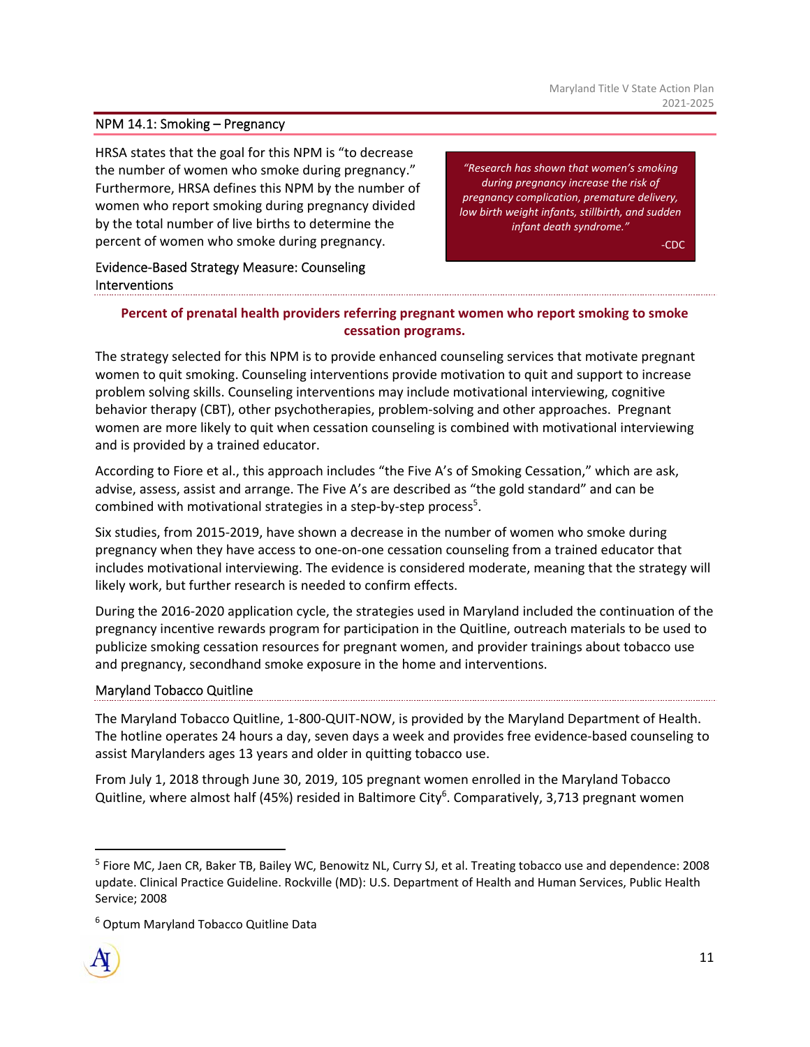## NPM 14.1: Smoking – Pregnancy

HRSA states that the goal for this NPM is "to decrease the number of women who smoke during pregnancy." Furthermore, HRSA defines this NPM by the number of women who report smoking during pregnancy divided by the total number of live births to determine the percent of women who smoke during pregnancy.

> *"Research has shown that women's smoking during pregnancy increase the risk of pregnancy complication, premature delivery, low birth weight infants, stillbirth, and sudden infant death syndrome."*
>
> -CDC

### Evidence-Based Strategy Measure: Counseling Interventions

**Percent of prenatal health providers referring pregnant women who report smoking to smoke cessation programs.**

The strategy selected for this NPM is to provide enhanced counseling services that motivate pregnant women to quit smoking. Counseling interventions provide motivation to quit and support to increase problem solving skills. Counseling interventions may include motivational interviewing, cognitive behavior therapy (CBT), other psychotherapies, problem-solving and other approaches. Pregnant women are more likely to quit when cessation counseling is combined with motivational interviewing and is provided by a trained educator.

According to Fiore et al., this approach includes "the Five A's of Smoking Cessation," which are ask, advise, assess, assist and arrange. The Five A's are described as "the gold standard" and can be combined with motivational strategies in a step-by-step process[5].

Six studies, from 2015-2019, have shown a decrease in the number of women who smoke during pregnancy when they have access to one-on-one cessation counseling from a trained educator that includes motivational interviewing. The evidence is considered moderate, meaning that the strategy will likely work, but further research is needed to confirm effects.

During the 2016-2020 application cycle, the strategies used in Maryland included the continuation of the pregnancy incentive rewards program for participation in the Quitline, outreach materials to be used to publicize smoking cessation resources for pregnant women, and provider trainings about tobacco use and pregnancy, secondhand smoke exposure in the home and interventions.

### Maryland Tobacco Quitline

The Maryland Tobacco Quitline, 1-800-QUIT-NOW, is provided by the Maryland Department of Health. The hotline operates 24 hours a day, seven days a week and provides free evidence-based counseling to assist Marylanders ages 13 years and older in quitting tobacco use.

From July 1, 2018 through June 30, 2019, 105 pregnant women enrolled in the Maryland Tobacco Quitline, where almost half (45%) resided in Baltimore City[6]. Comparatively, 3,713 pregnant women

---

[5] Fiore MC, Jaen CR, Baker TB, Bailey WC, Benowitz NL, Curry SJ, et al. Treating tobacco use and dependence: 2008 update. Clinical Practice Guideline. Rockville (MD): U.S. Department of Health and Human Services, Public Health Service; 2008

[6] Optum Maryland Tobacco Quitline Data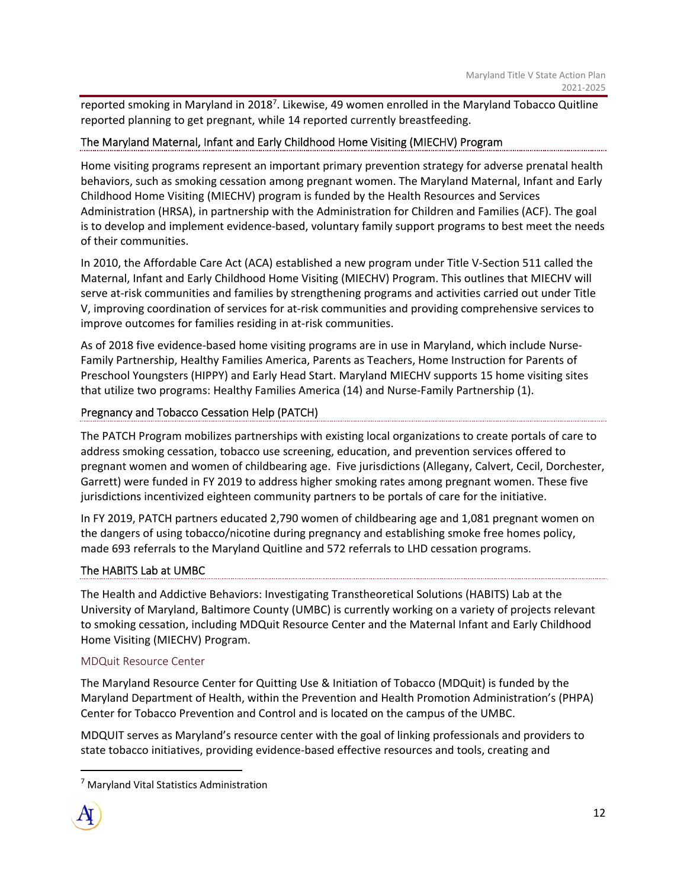reported smoking in Maryland in 2018[7]. Likewise, 49 women enrolled in the Maryland Tobacco Quitline reported planning to get pregnant, while 14 reported currently breastfeeding.

### The Maryland Maternal, Infant and Early Childhood Home Visiting (MIECHV) Program

Home visiting programs represent an important primary prevention strategy for adverse prenatal health behaviors, such as smoking cessation among pregnant women. The Maryland Maternal, Infant and Early Childhood Home Visiting (MIECHV) program is funded by the Health Resources and Services Administration (HRSA), in partnership with the Administration for Children and Families (ACF). The goal is to develop and implement evidence-based, voluntary family support programs to best meet the needs of their communities.

In 2010, the Affordable Care Act (ACA) established a new program under Title V-Section 511 called the Maternal, Infant and Early Childhood Home Visiting (MIECHV) Program. This outlines that MIECHV will serve at-risk communities and families by strengthening programs and activities carried out under Title V, improving coordination of services for at-risk communities and providing comprehensive services to improve outcomes for families residing in at-risk communities.

As of 2018 five evidence-based home visiting programs are in use in Maryland, which include Nurse-Family Partnership, Healthy Families America, Parents as Teachers, Home Instruction for Parents of Preschool Youngsters (HIPPY) and Early Head Start. Maryland MIECHV supports 15 home visiting sites that utilize two programs: Healthy Families America (14) and Nurse-Family Partnership (1).

### Pregnancy and Tobacco Cessation Help (PATCH)

The PATCH Program mobilizes partnerships with existing local organizations to create portals of care to address smoking cessation, tobacco use screening, education, and prevention services offered to pregnant women and women of childbearing age. Five jurisdictions (Allegany, Calvert, Cecil, Dorchester, Garrett) were funded in FY 2019 to address higher smoking rates among pregnant women. These five jurisdictions incentivized eighteen community partners to be portals of care for the initiative.

In FY 2019, PATCH partners educated 2,790 women of childbearing age and 1,081 pregnant women on the dangers of using tobacco/nicotine during pregnancy and establishing smoke free homes policy, made 693 referrals to the Maryland Quitline and 572 referrals to LHD cessation programs.

### The HABITS Lab at UMBC

The Health and Addictive Behaviors: Investigating Transtheoretical Solutions (HABITS) Lab at the University of Maryland, Baltimore County (UMBC) is currently working on a variety of projects relevant to smoking cessation, including MDQuit Resource Center and the Maternal Infant and Early Childhood Home Visiting (MIECHV) Program.

#### MDQuit Resource Center

The Maryland Resource Center for Quitting Use & Initiation of Tobacco (MDQuit) is funded by the Maryland Department of Health, within the Prevention and Health Promotion Administration's (PHPA) Center for Tobacco Prevention and Control and is located on the campus of the UMBC.

MDQUIT serves as Maryland's resource center with the goal of linking professionals and providers to state tobacco initiatives, providing evidence-based effective resources and tools, creating and

[7] Maryland Vital Statistics Administration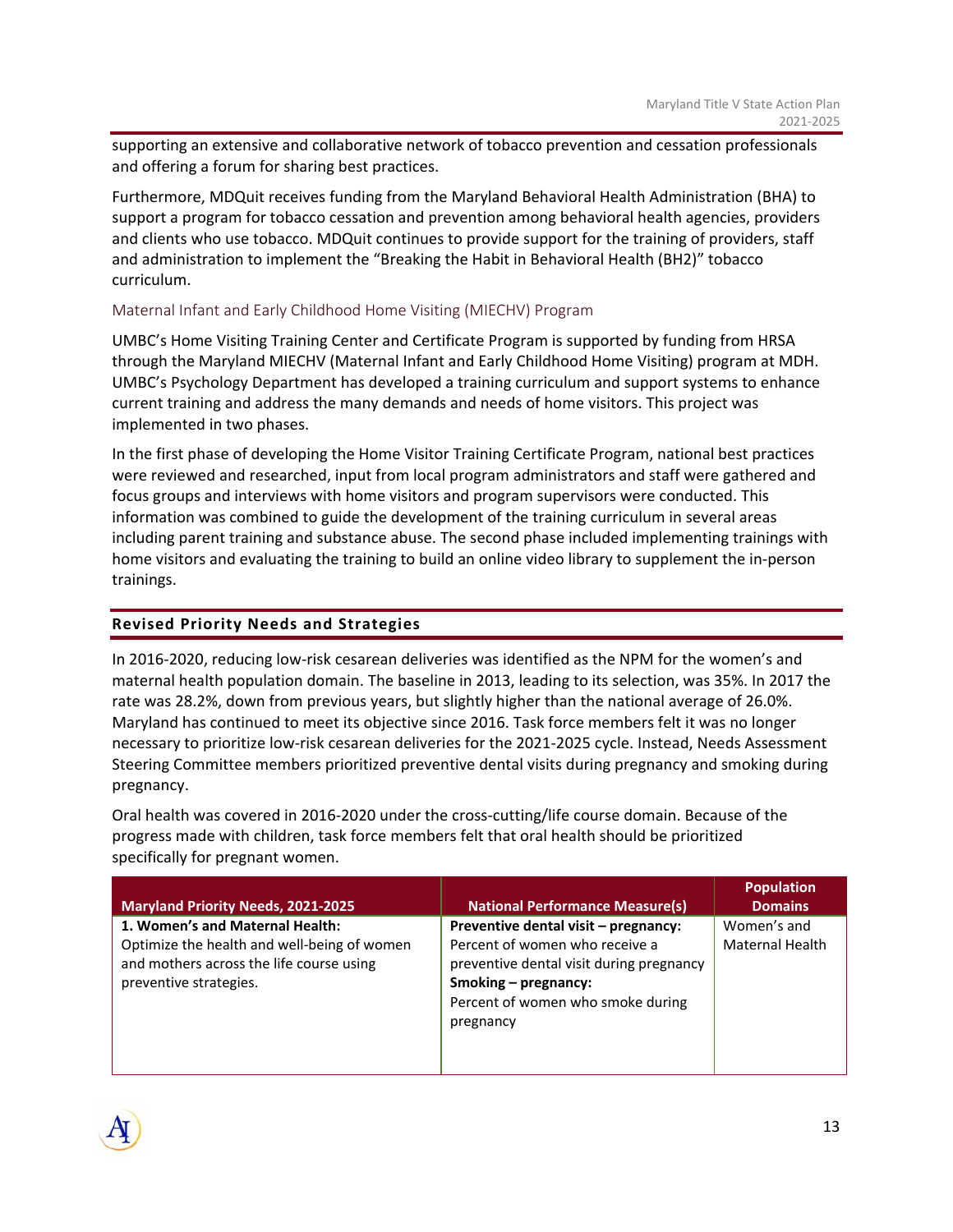supporting an extensive and collaborative network of tobacco prevention and cessation professionals and offering a forum for sharing best practices.

Furthermore, MDQuit receives funding from the Maryland Behavioral Health Administration (BHA) to support a program for tobacco cessation and prevention among behavioral health agencies, providers and clients who use tobacco. MDQuit continues to provide support for the training of providers, staff and administration to implement the "Breaking the Habit in Behavioral Health (BH2)" tobacco curriculum.

### Maternal Infant and Early Childhood Home Visiting (MIECHV) Program

UMBC's Home Visiting Training Center and Certificate Program is supported by funding from HRSA through the Maryland MIECHV (Maternal Infant and Early Childhood Home Visiting) program at MDH. UMBC's Psychology Department has developed a training curriculum and support systems to enhance current training and address the many demands and needs of home visitors. This project was implemented in two phases.

In the first phase of developing the Home Visitor Training Certificate Program, national best practices were reviewed and researched, input from local program administrators and staff were gathered and focus groups and interviews with home visitors and program supervisors were conducted. This information was combined to guide the development of the training curriculum in several areas including parent training and substance abuse. The second phase included implementing trainings with home visitors and evaluating the training to build an online video library to supplement the in-person trainings.

## Revised Priority Needs and Strategies

In 2016-2020, reducing low-risk cesarean deliveries was identified as the NPM for the women's and maternal health population domain. The baseline in 2013, leading to its selection, was 35%. In 2017 the rate was 28.2%, down from previous years, but slightly higher than the national average of 26.0%. Maryland has continued to meet its objective since 2016. Task force members felt it was no longer necessary to prioritize low-risk cesarean deliveries for the 2021-2025 cycle. Instead, Needs Assessment Steering Committee members prioritized preventive dental visits during pregnancy and smoking during pregnancy.

Oral health was covered in 2016-2020 under the cross-cutting/life course domain. Because of the progress made with children, task force members felt that oral health should be prioritized specifically for pregnant women.

| Maryland Priority Needs, 2021-2025 | National Performance Measure(s) | Population Domains |
|---|---|---|
| **1. Women's and Maternal Health:** Optimize the health and well-being of women and mothers across the life course using preventive strategies. | **Preventive dental visit – pregnancy:** Percent of women who receive a preventive dental visit during pregnancy **Smoking – pregnancy:** Percent of women who smoke during pregnancy | Women's and Maternal Health |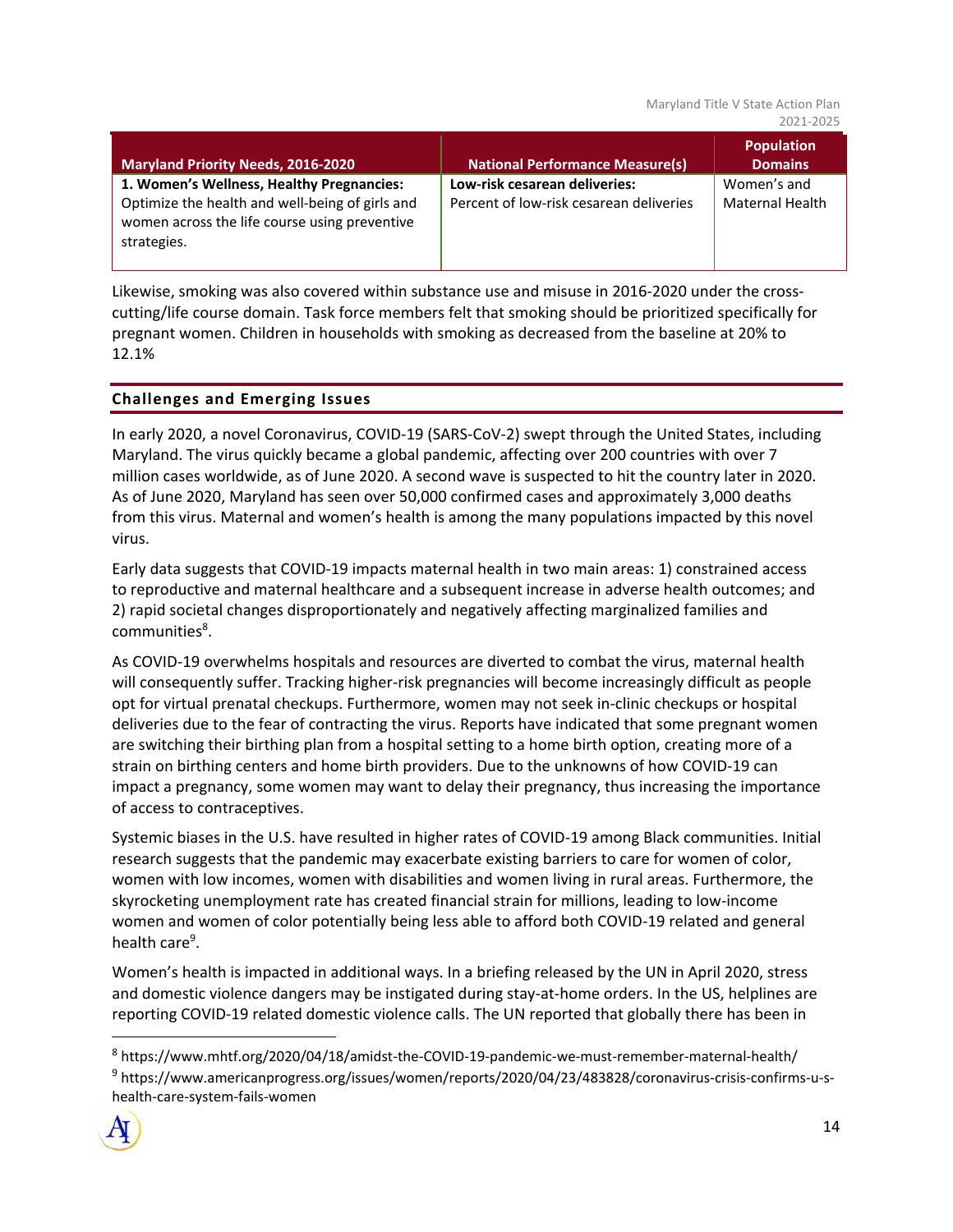| Maryland Priority Needs, 2016-2020 | National Performance Measure(s) | Population Domains |
|---|---|---|
| **1. Women's Wellness, Healthy Pregnancies:** Optimize the health and well-being of girls and women across the life course using preventive strategies. | **Low-risk cesarean deliveries:** Percent of low-risk cesarean deliveries | Women's and Maternal Health |

Likewise, smoking was also covered within substance use and misuse in 2016-2020 under the cross-cutting/life course domain. Task force members felt that smoking should be prioritized specifically for pregnant women. Children in households with smoking as decreased from the baseline at 20% to 12.1%

## Challenges and Emerging Issues

In early 2020, a novel Coronavirus, COVID-19 (SARS-CoV-2) swept through the United States, including Maryland. The virus quickly became a global pandemic, affecting over 200 countries with over 7 million cases worldwide, as of June 2020. A second wave is suspected to hit the country later in 2020. As of June 2020, Maryland has seen over 50,000 confirmed cases and approximately 3,000 deaths from this virus. Maternal and women's health is among the many populations impacted by this novel virus.

Early data suggests that COVID-19 impacts maternal health in two main areas: 1) constrained access to reproductive and maternal healthcare and a subsequent increase in adverse health outcomes; and 2) rapid societal changes disproportionately and negatively affecting marginalized families and communities[8].

As COVID-19 overwhelms hospitals and resources are diverted to combat the virus, maternal health will consequently suffer. Tracking higher-risk pregnancies will become increasingly difficult as people opt for virtual prenatal checkups. Furthermore, women may not seek in-clinic checkups or hospital deliveries due to the fear of contracting the virus. Reports have indicated that some pregnant women are switching their birthing plan from a hospital setting to a home birth option, creating more of a strain on birthing centers and home birth providers. Due to the unknowns of how COVID-19 can impact a pregnancy, some women may want to delay their pregnancy, thus increasing the importance of access to contraceptives.

Systemic biases in the U.S. have resulted in higher rates of COVID-19 among Black communities. Initial research suggests that the pandemic may exacerbate existing barriers to care for women of color, women with low incomes, women with disabilities and women living in rural areas. Furthermore, the skyrocketing unemployment rate has created financial strain for millions, leading to low-income women and women of color potentially being less able to afford both COVID-19 related and general health care[9].

Women's health is impacted in additional ways. In a briefing released by the UN in April 2020, stress and domestic violence dangers may be instigated during stay-at-home orders. In the US, helplines are reporting COVID-19 related domestic violence calls. The UN reported that globally there has been in

---

[8] https://www.mhtf.org/2020/04/18/amidst-the-COVID-19-pandemic-we-must-remember-maternal-health/

[9] https://www.americanprogress.org/issues/women/reports/2020/04/23/483828/coronavirus-crisis-confirms-u-s-health-care-system-fails-women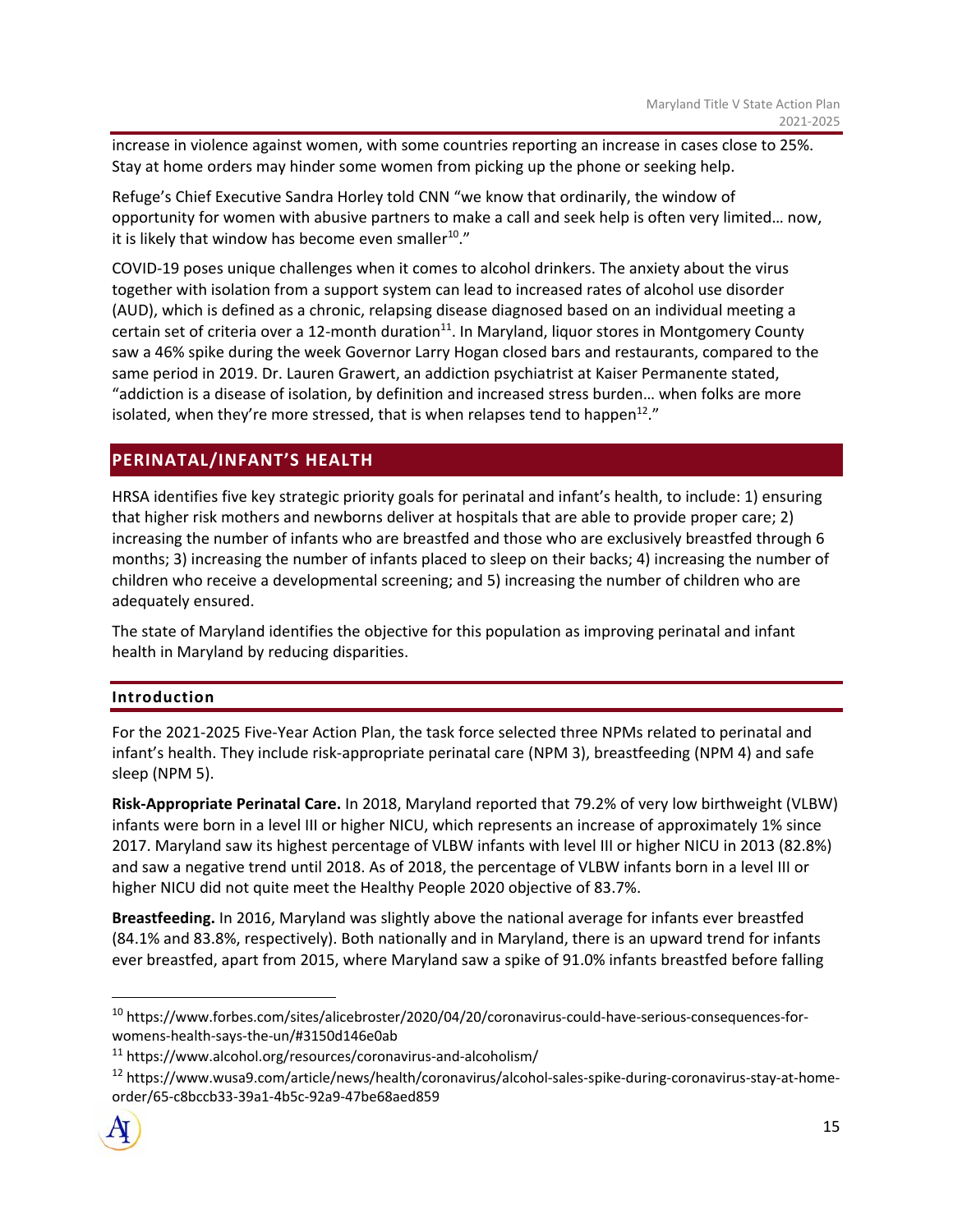increase in violence against women, with some countries reporting an increase in cases close to 25%. Stay at home orders may hinder some women from picking up the phone or seeking help.

Refuge's Chief Executive Sandra Horley told CNN "we know that ordinarily, the window of opportunity for women with abusive partners to make a call and seek help is often very limited… now, it is likely that window has become even smaller[10]."

COVID-19 poses unique challenges when it comes to alcohol drinkers. The anxiety about the virus together with isolation from a support system can lead to increased rates of alcohol use disorder (AUD), which is defined as a chronic, relapsing disease diagnosed based on an individual meeting a certain set of criteria over a 12-month duration[11]. In Maryland, liquor stores in Montgomery County saw a 46% spike during the week Governor Larry Hogan closed bars and restaurants, compared to the same period in 2019. Dr. Lauren Grawert, an addiction psychiatrist at Kaiser Permanente stated, "addiction is a disease of isolation, by definition and increased stress burden… when folks are more isolated, when they're more stressed, that is when relapses tend to happen[12]."

## PERINATAL/INFANT'S HEALTH

HRSA identifies five key strategic priority goals for perinatal and infant's health, to include: 1) ensuring that higher risk mothers and newborns deliver at hospitals that are able to provide proper care; 2) increasing the number of infants who are breastfed and those who are exclusively breastfed through 6 months; 3) increasing the number of infants placed to sleep on their backs; 4) increasing the number of children who receive a developmental screening; and 5) increasing the number of children who are adequately ensured.

The state of Maryland identifies the objective for this population as improving perinatal and infant health in Maryland by reducing disparities.

### Introduction

For the 2021-2025 Five-Year Action Plan, the task force selected three NPMs related to perinatal and infant's health. They include risk-appropriate perinatal care (NPM 3), breastfeeding (NPM 4) and safe sleep (NPM 5).

**Risk-Appropriate Perinatal Care.** In 2018, Maryland reported that 79.2% of very low birthweight (VLBW) infants were born in a level III or higher NICU, which represents an increase of approximately 1% since 2017. Maryland saw its highest percentage of VLBW infants with level III or higher NICU in 2013 (82.8%) and saw a negative trend until 2018. As of 2018, the percentage of VLBW infants born in a level III or higher NICU did not quite meet the Healthy People 2020 objective of 83.7%.

**Breastfeeding.** In 2016, Maryland was slightly above the national average for infants ever breastfed (84.1% and 83.8%, respectively). Both nationally and in Maryland, there is an upward trend for infants ever breastfed, apart from 2015, where Maryland saw a spike of 91.0% infants breastfed before falling

---

[10] https://www.forbes.com/sites/alicebroster/2020/04/20/coronavirus-could-have-serious-consequences-for-womens-health-says-the-un/#3150d146e0ab

[11] https://www.alcohol.org/resources/coronavirus-and-alcoholism/

[12] https://www.wusa9.com/article/news/health/coronavirus/alcohol-sales-spike-during-coronavirus-stay-at-home-order/65-c8bccb33-39a1-4b5c-92a9-47be68aed859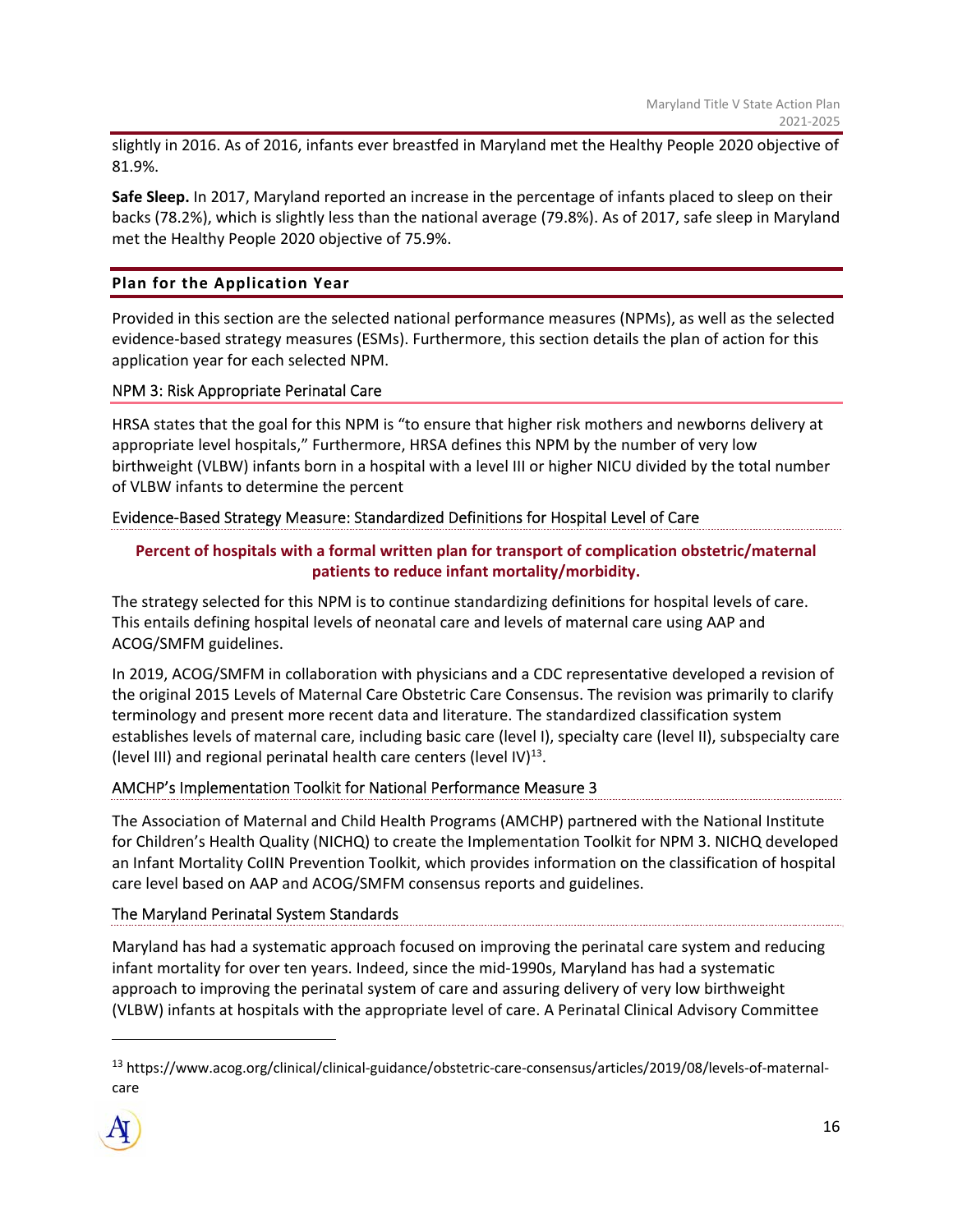slightly in 2016. As of 2016, infants ever breastfed in Maryland met the Healthy People 2020 objective of 81.9%.

**Safe Sleep.** In 2017, Maryland reported an increase in the percentage of infants placed to sleep on their backs (78.2%), which is slightly less than the national average (79.8%). As of 2017, safe sleep in Maryland met the Healthy People 2020 objective of 75.9%.

## Plan for the Application Year

Provided in this section are the selected national performance measures (NPMs), as well as the selected evidence-based strategy measures (ESMs). Furthermore, this section details the plan of action for this application year for each selected NPM.

### NPM 3: Risk Appropriate Perinatal Care

HRSA states that the goal for this NPM is "to ensure that higher risk mothers and newborns delivery at appropriate level hospitals," Furthermore, HRSA defines this NPM by the number of very low birthweight (VLBW) infants born in a hospital with a level III or higher NICU divided by the total number of VLBW infants to determine the percent

#### Evidence-Based Strategy Measure: Standardized Definitions for Hospital Level of Care

**Percent of hospitals with a formal written plan for transport of complication obstetric/maternal patients to reduce infant mortality/morbidity.**

The strategy selected for this NPM is to continue standardizing definitions for hospital levels of care. This entails defining hospital levels of neonatal care and levels of maternal care using AAP and ACOG/SMFM guidelines.

In 2019, ACOG/SMFM in collaboration with physicians and a CDC representative developed a revision of the original 2015 Levels of Maternal Care Obstetric Care Consensus. The revision was primarily to clarify terminology and present more recent data and literature. The standardized classification system establishes levels of maternal care, including basic care (level I), specialty care (level II), subspecialty care (level III) and regional perinatal health care centers (level IV)[13].

#### AMCHP's Implementation Toolkit for National Performance Measure 3

The Association of Maternal and Child Health Programs (AMCHP) partnered with the National Institute for Children's Health Quality (NICHQ) to create the Implementation Toolkit for NPM 3. NICHQ developed an Infant Mortality CoIIN Prevention Toolkit, which provides information on the classification of hospital care level based on AAP and ACOG/SMFM consensus reports and guidelines.

#### The Maryland Perinatal System Standards

Maryland has had a systematic approach focused on improving the perinatal care system and reducing infant mortality for over ten years. Indeed, since the mid-1990s, Maryland has had a systematic approach to improving the perinatal system of care and assuring delivery of very low birthweight (VLBW) infants at hospitals with the appropriate level of care. A Perinatal Clinical Advisory Committee

[13] https://www.acog.org/clinical/clinical-guidance/obstetric-care-consensus/articles/2019/08/levels-of-maternal-care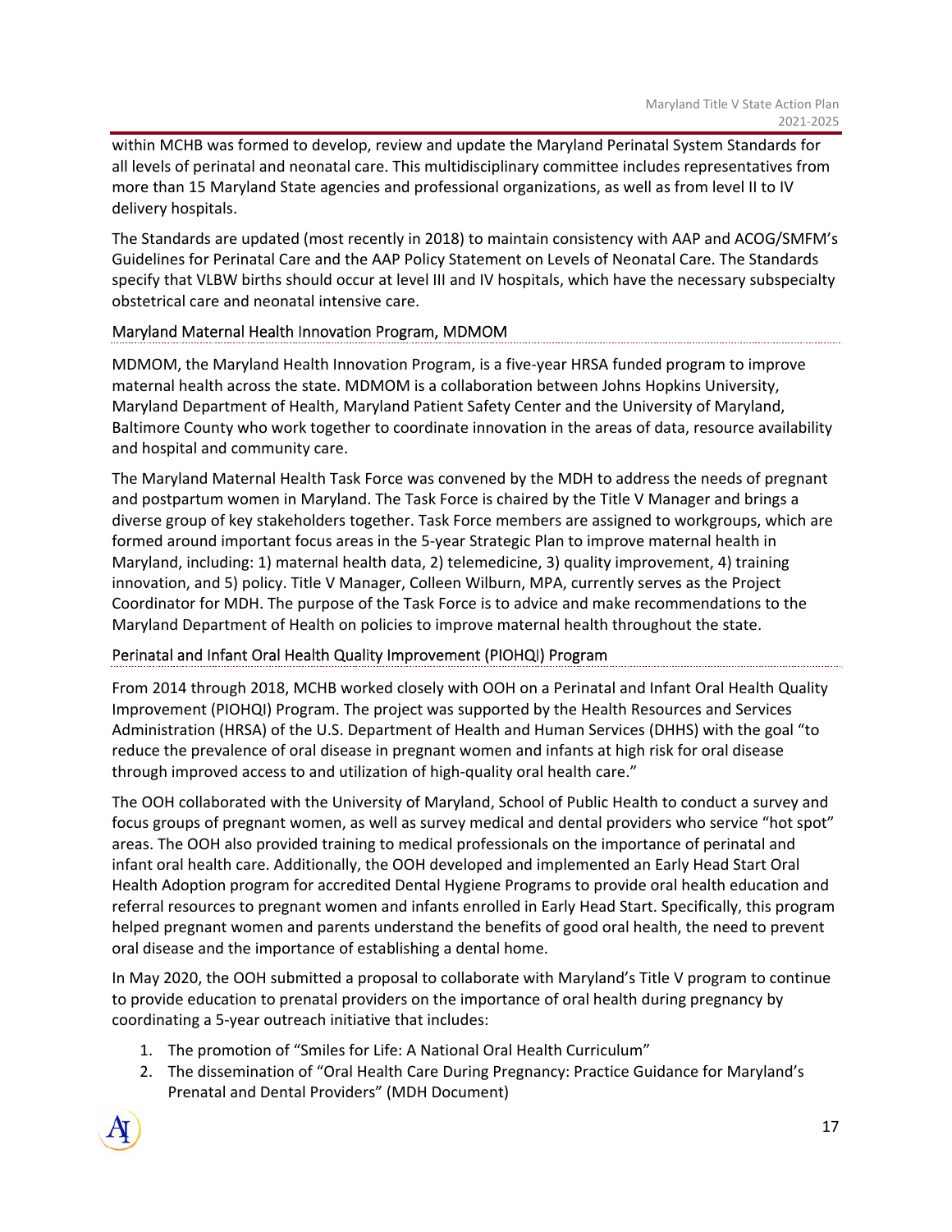within MCHB was formed to develop, review and update the Maryland Perinatal System Standards for all levels of perinatal and neonatal care. This multidisciplinary committee includes representatives from more than 15 Maryland State agencies and professional organizations, as well as from level II to IV delivery hospitals.

The Standards are updated (most recently in 2018) to maintain consistency with AAP and ACOG/SMFM's Guidelines for Perinatal Care and the AAP Policy Statement on Levels of Neonatal Care. The Standards specify that VLBW births should occur at level III and IV hospitals, which have the necessary subspecialty obstetrical care and neonatal intensive care.

### Maryland Maternal Health Innovation Program, MDMOM

MDMOM, the Maryland Health Innovation Program, is a five-year HRSA funded program to improve maternal health across the state. MDMOM is a collaboration between Johns Hopkins University, Maryland Department of Health, Maryland Patient Safety Center and the University of Maryland, Baltimore County who work together to coordinate innovation in the areas of data, resource availability and hospital and community care.

The Maryland Maternal Health Task Force was convened by the MDH to address the needs of pregnant and postpartum women in Maryland. The Task Force is chaired by the Title V Manager and brings a diverse group of key stakeholders together. Task Force members are assigned to workgroups, which are formed around important focus areas in the 5-year Strategic Plan to improve maternal health in Maryland, including: 1) maternal health data, 2) telemedicine, 3) quality improvement, 4) training innovation, and 5) policy. Title V Manager, Colleen Wilburn, MPA, currently serves as the Project Coordinator for MDH. The purpose of the Task Force is to advice and make recommendations to the Maryland Department of Health on policies to improve maternal health throughout the state.

### Perinatal and Infant Oral Health Quality Improvement (PIOHQI) Program

From 2014 through 2018, MCHB worked closely with OOH on a Perinatal and Infant Oral Health Quality Improvement (PIOHQI) Program. The project was supported by the Health Resources and Services Administration (HRSA) of the U.S. Department of Health and Human Services (DHHS) with the goal "to reduce the prevalence of oral disease in pregnant women and infants at high risk for oral disease through improved access to and utilization of high-quality oral health care."

The OOH collaborated with the University of Maryland, School of Public Health to conduct a survey and focus groups of pregnant women, as well as survey medical and dental providers who service "hot spot" areas. The OOH also provided training to medical professionals on the importance of perinatal and infant oral health care. Additionally, the OOH developed and implemented an Early Head Start Oral Health Adoption program for accredited Dental Hygiene Programs to provide oral health education and referral resources to pregnant women and infants enrolled in Early Head Start. Specifically, this program helped pregnant women and parents understand the benefits of good oral health, the need to prevent oral disease and the importance of establishing a dental home.

In May 2020, the OOH submitted a proposal to collaborate with Maryland's Title V program to continue to provide education to prenatal providers on the importance of oral health during pregnancy by coordinating a 5-year outreach initiative that includes:

1. The promotion of "Smiles for Life: A National Oral Health Curriculum"
2. The dissemination of "Oral Health Care During Pregnancy: Practice Guidance for Maryland's Prenatal and Dental Providers" (MDH Document)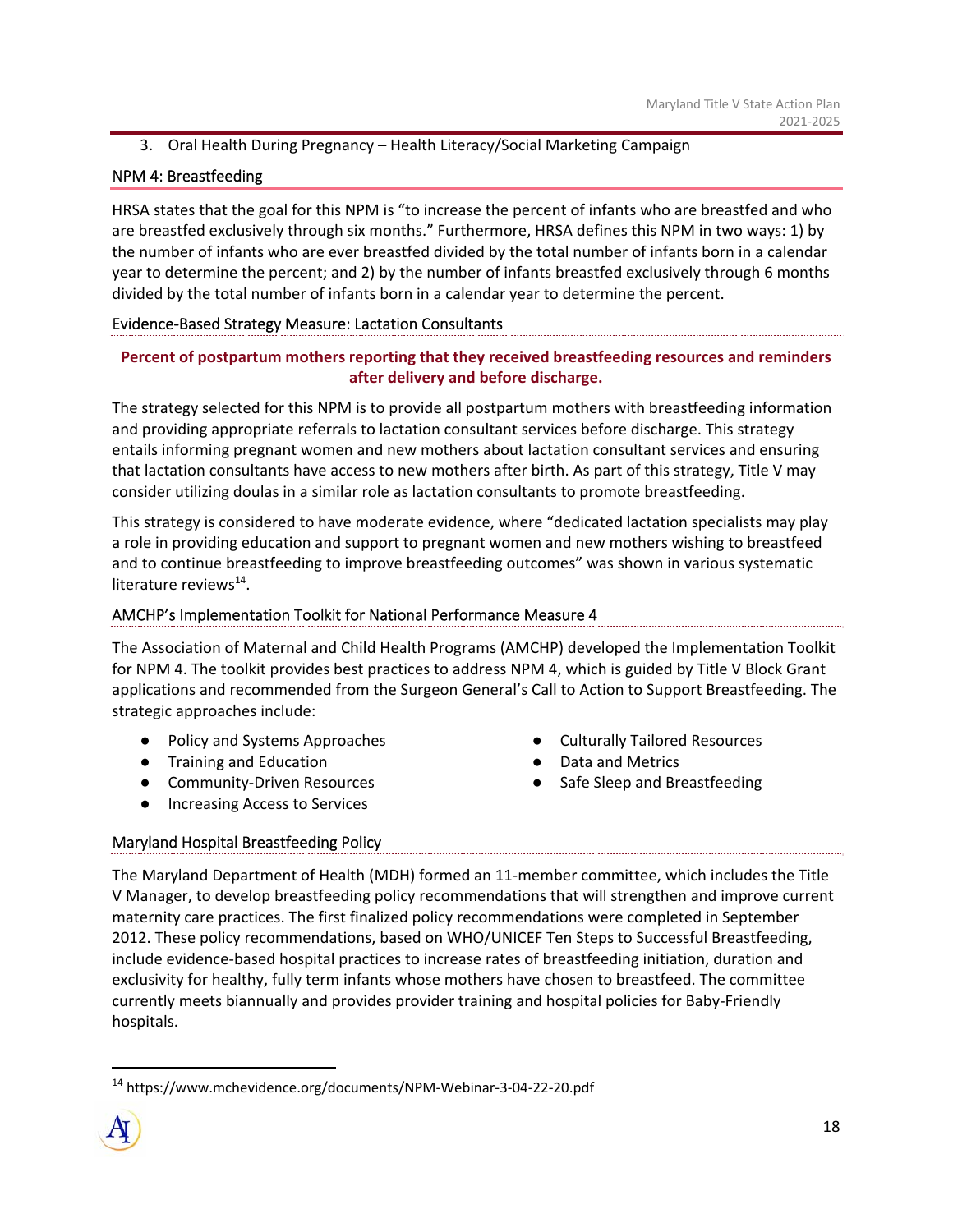3. Oral Health During Pregnancy – Health Literacy/Social Marketing Campaign

## NPM 4: Breastfeeding

HRSA states that the goal for this NPM is "to increase the percent of infants who are breastfed and who are breastfed exclusively through six months." Furthermore, HRSA defines this NPM in two ways: 1) by the number of infants who are ever breastfed divided by the total number of infants born in a calendar year to determine the percent; and 2) by the number of infants breastfed exclusively through 6 months divided by the total number of infants born in a calendar year to determine the percent.

### Evidence-Based Strategy Measure: Lactation Consultants

**Percent of postpartum mothers reporting that they received breastfeeding resources and reminders after delivery and before discharge.**

The strategy selected for this NPM is to provide all postpartum mothers with breastfeeding information and providing appropriate referrals to lactation consultant services before discharge. This strategy entails informing pregnant women and new mothers about lactation consultant services and ensuring that lactation consultants have access to new mothers after birth. As part of this strategy, Title V may consider utilizing doulas in a similar role as lactation consultants to promote breastfeeding.

This strategy is considered to have moderate evidence, where "dedicated lactation specialists may play a role in providing education and support to pregnant women and new mothers wishing to breastfeed and to continue breastfeeding to improve breastfeeding outcomes" was shown in various systematic literature reviews[14].

### AMCHP's Implementation Toolkit for National Performance Measure 4

The Association of Maternal and Child Health Programs (AMCHP) developed the Implementation Toolkit for NPM 4. The toolkit provides best practices to address NPM 4, which is guided by Title V Block Grant applications and recommended from the Surgeon General's Call to Action to Support Breastfeeding. The strategic approaches include:

- Policy and Systems Approaches
- Training and Education
- Community-Driven Resources
- Increasing Access to Services
- Culturally Tailored Resources
- Data and Metrics
- Safe Sleep and Breastfeeding

### Maryland Hospital Breastfeeding Policy

The Maryland Department of Health (MDH) formed an 11-member committee, which includes the Title V Manager, to develop breastfeeding policy recommendations that will strengthen and improve current maternity care practices. The first finalized policy recommendations were completed in September 2012. These policy recommendations, based on WHO/UNICEF Ten Steps to Successful Breastfeeding, include evidence-based hospital practices to increase rates of breastfeeding initiation, duration and exclusivity for healthy, fully term infants whose mothers have chosen to breastfeed. The committee currently meets biannually and provides provider training and hospital policies for Baby-Friendly hospitals.

[14] https://www.mchevidence.org/documents/NPM-Webinar-3-04-22-20.pdf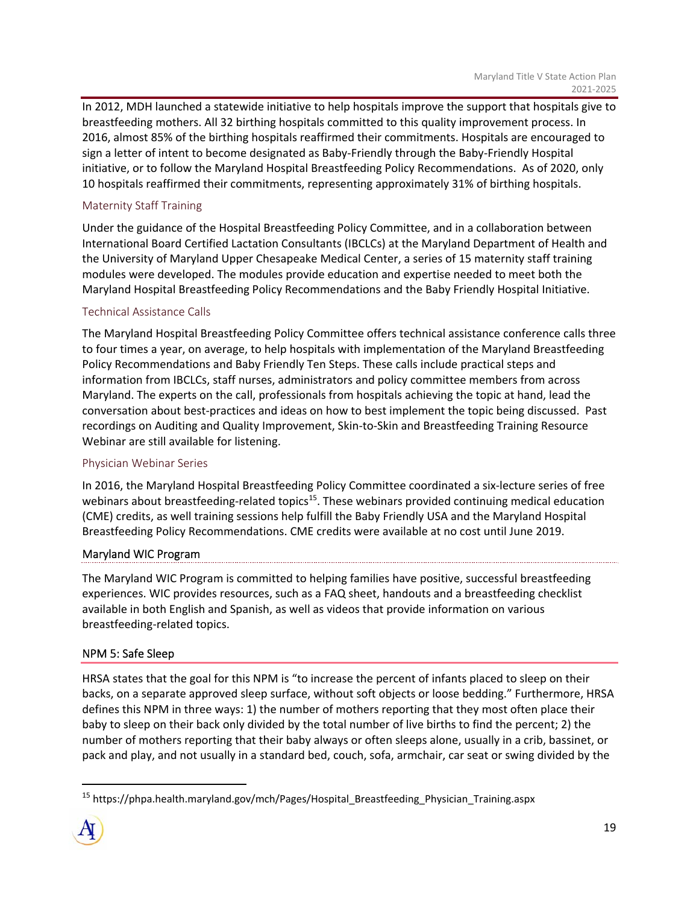In 2012, MDH launched a statewide initiative to help hospitals improve the support that hospitals give to breastfeeding mothers. All 32 birthing hospitals committed to this quality improvement process. In 2016, almost 85% of the birthing hospitals reaffirmed their commitments. Hospitals are encouraged to sign a letter of intent to become designated as Baby-Friendly through the Baby-Friendly Hospital initiative, or to follow the Maryland Hospital Breastfeeding Policy Recommendations. As of 2020, only 10 hospitals reaffirmed their commitments, representing approximately 31% of birthing hospitals.

#### Maternity Staff Training

Under the guidance of the Hospital Breastfeeding Policy Committee, and in a collaboration between International Board Certified Lactation Consultants (IBCLCs) at the Maryland Department of Health and the University of Maryland Upper Chesapeake Medical Center, a series of 15 maternity staff training modules were developed. The modules provide education and expertise needed to meet both the Maryland Hospital Breastfeeding Policy Recommendations and the Baby Friendly Hospital Initiative.

#### Technical Assistance Calls

The Maryland Hospital Breastfeeding Policy Committee offers technical assistance conference calls three to four times a year, on average, to help hospitals with implementation of the Maryland Breastfeeding Policy Recommendations and Baby Friendly Ten Steps. These calls include practical steps and information from IBCLCs, staff nurses, administrators and policy committee members from across Maryland. The experts on the call, professionals from hospitals achieving the topic at hand, lead the conversation about best-practices and ideas on how to best implement the topic being discussed. Past recordings on Auditing and Quality Improvement, Skin-to-Skin and Breastfeeding Training Resource Webinar are still available for listening.

#### Physician Webinar Series

In 2016, the Maryland Hospital Breastfeeding Policy Committee coordinated a six-lecture series of free webinars about breastfeeding-related topics[15]. These webinars provided continuing medical education (CME) credits, as well training sessions help fulfill the Baby Friendly USA and the Maryland Hospital Breastfeeding Policy Recommendations. CME credits were available at no cost until June 2019.

### Maryland WIC Program

The Maryland WIC Program is committed to helping families have positive, successful breastfeeding experiences. WIC provides resources, such as a FAQ sheet, handouts and a breastfeeding checklist available in both English and Spanish, as well as videos that provide information on various breastfeeding-related topics.

## NPM 5: Safe Sleep

HRSA states that the goal for this NPM is "to increase the percent of infants placed to sleep on their backs, on a separate approved sleep surface, without soft objects or loose bedding." Furthermore, HRSA defines this NPM in three ways: 1) the number of mothers reporting that they most often place their baby to sleep on their back only divided by the total number of live births to find the percent; 2) the number of mothers reporting that their baby always or often sleeps alone, usually in a crib, bassinet, or pack and play, and not usually in a standard bed, couch, sofa, armchair, car seat or swing divided by the

---

[15] https://phpa.health.maryland.gov/mch/Pages/Hospital_Breastfeeding_Physician_Training.aspx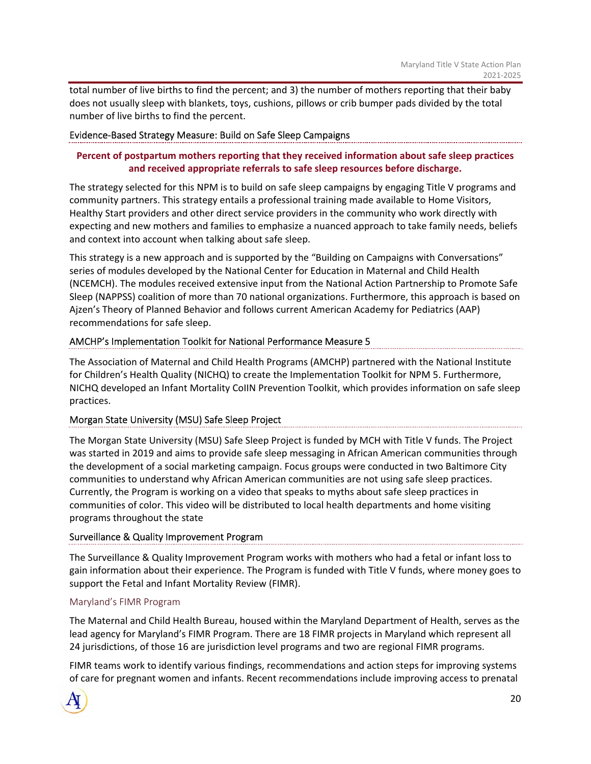total number of live births to find the percent; and 3) the number of mothers reporting that their baby does not usually sleep with blankets, toys, cushions, pillows or crib bumper pads divided by the total number of live births to find the percent.

### Evidence-Based Strategy Measure: Build on Safe Sleep Campaigns

**Percent of postpartum mothers reporting that they received information about safe sleep practices and received appropriate referrals to safe sleep resources before discharge.**

The strategy selected for this NPM is to build on safe sleep campaigns by engaging Title V programs and community partners. This strategy entails a professional training made available to Home Visitors, Healthy Start providers and other direct service providers in the community who work directly with expecting and new mothers and families to emphasize a nuanced approach to take family needs, beliefs and context into account when talking about safe sleep.

This strategy is a new approach and is supported by the "Building on Campaigns with Conversations" series of modules developed by the National Center for Education in Maternal and Child Health (NCEMCH). The modules received extensive input from the National Action Partnership to Promote Safe Sleep (NAPPSS) coalition of more than 70 national organizations. Furthermore, this approach is based on Ajzen's Theory of Planned Behavior and follows current American Academy for Pediatrics (AAP) recommendations for safe sleep.

### AMCHP's Implementation Toolkit for National Performance Measure 5

The Association of Maternal and Child Health Programs (AMCHP) partnered with the National Institute for Children's Health Quality (NICHQ) to create the Implementation Toolkit for NPM 5. Furthermore, NICHQ developed an Infant Mortality CoIIN Prevention Toolkit, which provides information on safe sleep practices.

### Morgan State University (MSU) Safe Sleep Project

The Morgan State University (MSU) Safe Sleep Project is funded by MCH with Title V funds. The Project was started in 2019 and aims to provide safe sleep messaging in African American communities through the development of a social marketing campaign. Focus groups were conducted in two Baltimore City communities to understand why African American communities are not using safe sleep practices. Currently, the Program is working on a video that speaks to myths about safe sleep practices in communities of color. This video will be distributed to local health departments and home visiting programs throughout the state

### Surveillance & Quality Improvement Program

The Surveillance & Quality Improvement Program works with mothers who had a fetal or infant loss to gain information about their experience. The Program is funded with Title V funds, where money goes to support the Fetal and Infant Mortality Review (FIMR).

#### Maryland's FIMR Program

The Maternal and Child Health Bureau, housed within the Maryland Department of Health, serves as the lead agency for Maryland's FIMR Program. There are 18 FIMR projects in Maryland which represent all 24 jurisdictions, of those 16 are jurisdiction level programs and two are regional FIMR programs.

FIMR teams work to identify various findings, recommendations and action steps for improving systems of care for pregnant women and infants. Recent recommendations include improving access to prenatal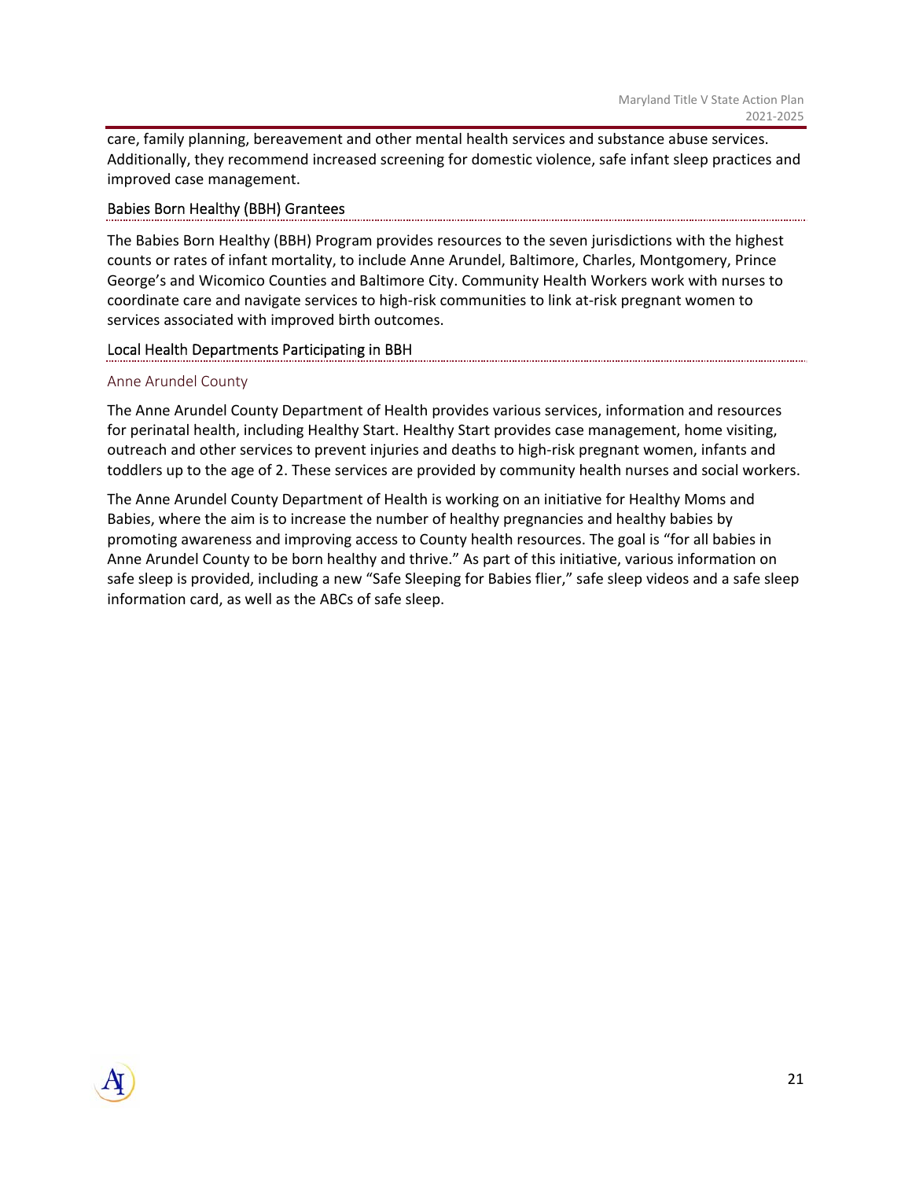care, family planning, bereavement and other mental health services and substance abuse services. Additionally, they recommend increased screening for domestic violence, safe infant sleep practices and improved case management.

## Babies Born Healthy (BBH) Grantees

The Babies Born Healthy (BBH) Program provides resources to the seven jurisdictions with the highest counts or rates of infant mortality, to include Anne Arundel, Baltimore, Charles, Montgomery, Prince George's and Wicomico Counties and Baltimore City. Community Health Workers work with nurses to coordinate care and navigate services to high-risk communities to link at-risk pregnant women to services associated with improved birth outcomes.

## Local Health Departments Participating in BBH

### Anne Arundel County

The Anne Arundel County Department of Health provides various services, information and resources for perinatal health, including Healthy Start. Healthy Start provides case management, home visiting, outreach and other services to prevent injuries and deaths to high-risk pregnant women, infants and toddlers up to the age of 2. These services are provided by community health nurses and social workers.

The Anne Arundel County Department of Health is working on an initiative for Healthy Moms and Babies, where the aim is to increase the number of healthy pregnancies and healthy babies by promoting awareness and improving access to County health resources. The goal is "for all babies in Anne Arundel County to be born healthy and thrive." As part of this initiative, various information on safe sleep is provided, including a new "Safe Sleeping for Babies flier," safe sleep videos and a safe sleep information card, as well as the ABCs of safe sleep.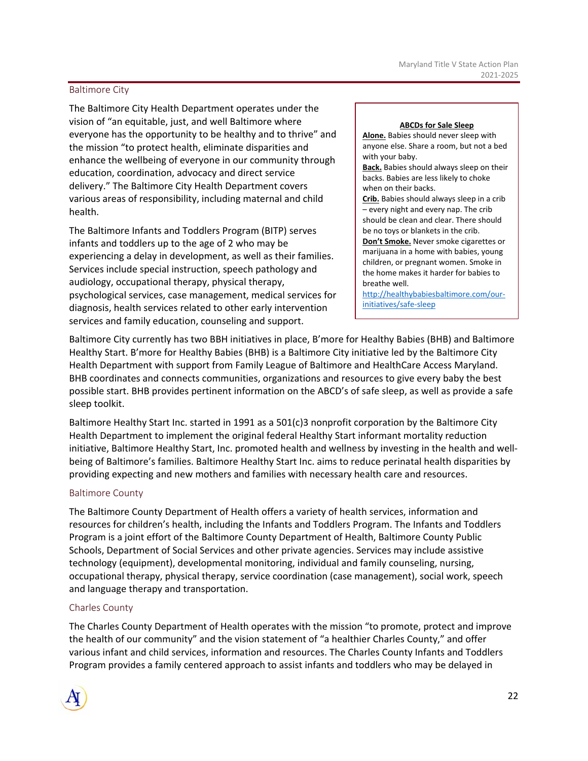## Baltimore City

The Baltimore City Health Department operates under the vision of "an equitable, just, and well Baltimore where everyone has the opportunity to be healthy and to thrive" and the mission "to protect health, eliminate disparities and enhance the wellbeing of everyone in our community through education, coordination, advocacy and direct service delivery." The Baltimore City Health Department covers various areas of responsibility, including maternal and child health.

The Baltimore Infants and Toddlers Program (BITP) serves infants and toddlers up to the age of 2 who may be experiencing a delay in development, as well as their families. Services include special instruction, speech pathology and audiology, occupational therapy, physical therapy, psychological services, case management, medical services for diagnosis, health services related to other early intervention services and family education, counseling and support.

> **ABCDs for Sale Sleep**
>
> **Alone.** Babies should never sleep with anyone else. Share a room, but not a bed with your baby.
>
> **Back.** Babies should always sleep on their backs. Babies are less likely to choke when on their backs.
>
> **Crib.** Babies should always sleep in a crib – every night and every nap. The crib should be clean and clear. There should be no toys or blankets in the crib.
>
> **Don't Smoke.** Never smoke cigarettes or marijuana in a home with babies, young children, or pregnant women. Smoke in the home makes it harder for babies to breathe well.
>
> http://healthybabiesbaltimore.com/our-initiatives/safe-sleep

Baltimore City currently has two BBH initiatives in place, B'more for Healthy Babies (BHB) and Baltimore Healthy Start. B'more for Healthy Babies (BHB) is a Baltimore City initiative led by the Baltimore City Health Department with support from Family League of Baltimore and HealthCare Access Maryland. BHB coordinates and connects communities, organizations and resources to give every baby the best possible start. BHB provides pertinent information on the ABCD's of safe sleep, as well as provide a safe sleep toolkit.

Baltimore Healthy Start Inc. started in 1991 as a 501(c)3 nonprofit corporation by the Baltimore City Health Department to implement the original federal Healthy Start informant mortality reduction initiative, Baltimore Healthy Start, Inc. promoted health and wellness by investing in the health and well-being of Baltimore's families. Baltimore Healthy Start Inc. aims to reduce perinatal health disparities by providing expecting and new mothers and families with necessary health care and resources.

## Baltimore County

The Baltimore County Department of Health offers a variety of health services, information and resources for children's health, including the Infants and Toddlers Program. The Infants and Toddlers Program is a joint effort of the Baltimore County Department of Health, Baltimore County Public Schools, Department of Social Services and other private agencies. Services may include assistive technology (equipment), developmental monitoring, individual and family counseling, nursing, occupational therapy, physical therapy, service coordination (case management), social work, speech and language therapy and transportation.

## Charles County

The Charles County Department of Health operates with the mission "to promote, protect and improve the health of our community" and the vision statement of "a healthier Charles County," and offer various infant and child services, information and resources. The Charles County Infants and Toddlers Program provides a family centered approach to assist infants and toddlers who may be delayed in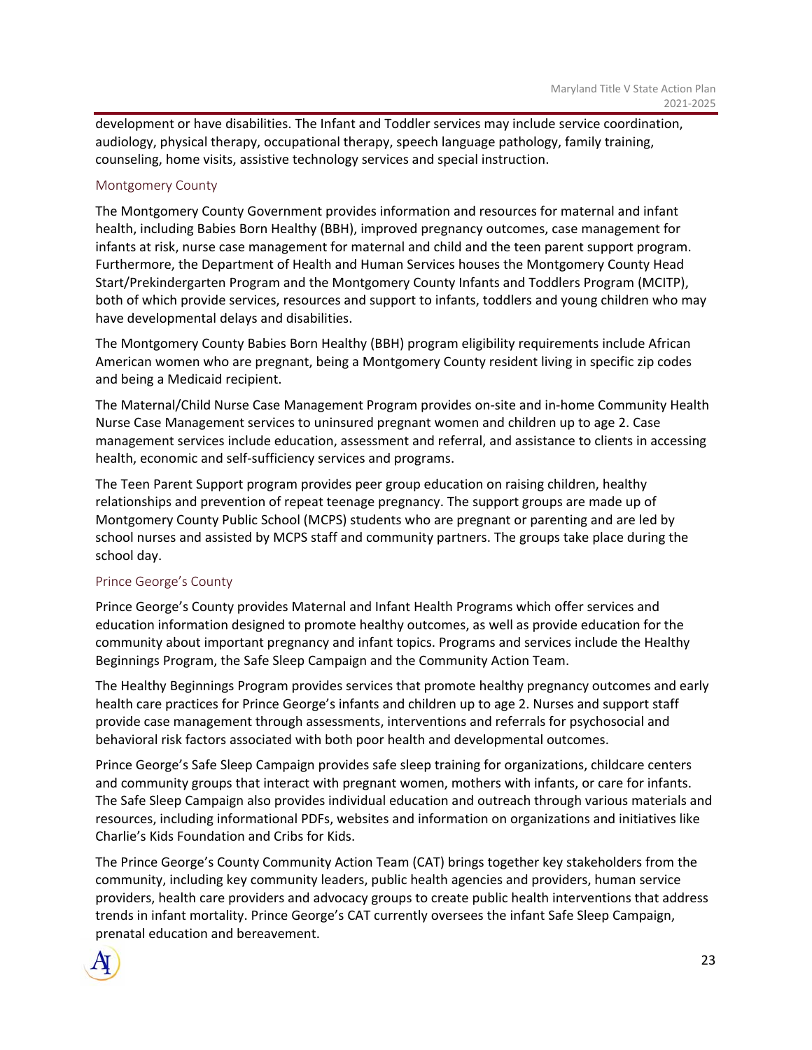development or have disabilities. The Infant and Toddler services may include service coordination, audiology, physical therapy, occupational therapy, speech language pathology, family training, counseling, home visits, assistive technology services and special instruction.

### Montgomery County

The Montgomery County Government provides information and resources for maternal and infant health, including Babies Born Healthy (BBH), improved pregnancy outcomes, case management for infants at risk, nurse case management for maternal and child and the teen parent support program. Furthermore, the Department of Health and Human Services houses the Montgomery County Head Start/Prekindergarten Program and the Montgomery County Infants and Toddlers Program (MCITP), both of which provide services, resources and support to infants, toddlers and young children who may have developmental delays and disabilities.

The Montgomery County Babies Born Healthy (BBH) program eligibility requirements include African American women who are pregnant, being a Montgomery County resident living in specific zip codes and being a Medicaid recipient.

The Maternal/Child Nurse Case Management Program provides on-site and in-home Community Health Nurse Case Management services to uninsured pregnant women and children up to age 2. Case management services include education, assessment and referral, and assistance to clients in accessing health, economic and self-sufficiency services and programs.

The Teen Parent Support program provides peer group education on raising children, healthy relationships and prevention of repeat teenage pregnancy. The support groups are made up of Montgomery County Public School (MCPS) students who are pregnant or parenting and are led by school nurses and assisted by MCPS staff and community partners. The groups take place during the school day.

### Prince George's County

Prince George's County provides Maternal and Infant Health Programs which offer services and education information designed to promote healthy outcomes, as well as provide education for the community about important pregnancy and infant topics. Programs and services include the Healthy Beginnings Program, the Safe Sleep Campaign and the Community Action Team.

The Healthy Beginnings Program provides services that promote healthy pregnancy outcomes and early health care practices for Prince George's infants and children up to age 2. Nurses and support staff provide case management through assessments, interventions and referrals for psychosocial and behavioral risk factors associated with both poor health and developmental outcomes.

Prince George's Safe Sleep Campaign provides safe sleep training for organizations, childcare centers and community groups that interact with pregnant women, mothers with infants, or care for infants. The Safe Sleep Campaign also provides individual education and outreach through various materials and resources, including informational PDFs, websites and information on organizations and initiatives like Charlie's Kids Foundation and Cribs for Kids.

The Prince George's County Community Action Team (CAT) brings together key stakeholders from the community, including key community leaders, public health agencies and providers, human service providers, health care providers and advocacy groups to create public health interventions that address trends in infant mortality. Prince George's CAT currently oversees the infant Safe Sleep Campaign, prenatal education and bereavement.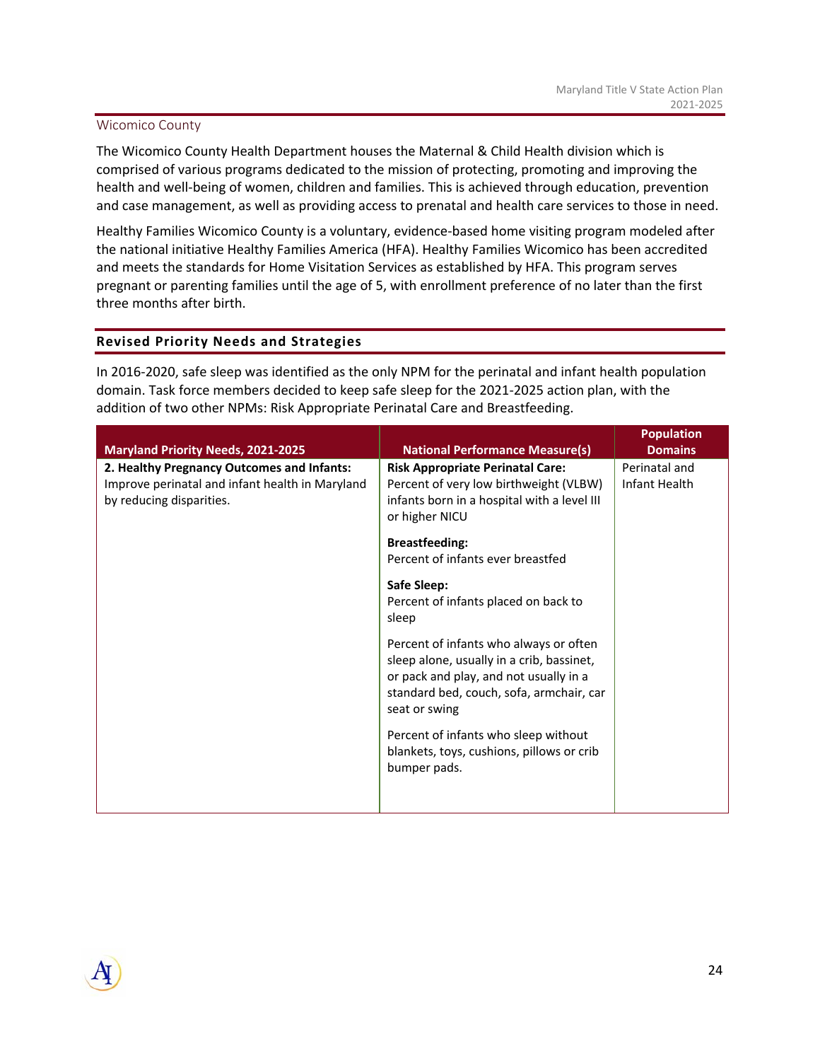### Wicomico County

The Wicomico County Health Department houses the Maternal & Child Health division which is comprised of various programs dedicated to the mission of protecting, promoting and improving the health and well-being of women, children and families. This is achieved through education, prevention and case management, as well as providing access to prenatal and health care services to those in need.

Healthy Families Wicomico County is a voluntary, evidence-based home visiting program modeled after the national initiative Healthy Families America (HFA). Healthy Families Wicomico has been accredited and meets the standards for Home Visitation Services as established by HFA. This program serves pregnant or parenting families until the age of 5, with enrollment preference of no later than the first three months after birth.

## Revised Priority Needs and Strategies

In 2016-2020, safe sleep was identified as the only NPM for the perinatal and infant health population domain. Task force members decided to keep safe sleep for the 2021-2025 action plan, with the addition of two other NPMs: Risk Appropriate Perinatal Care and Breastfeeding.

| Maryland Priority Needs, 2021-2025 | National Performance Measure(s) | Population Domains |
|---|---|---|
| **2. Healthy Pregnancy Outcomes and Infants:** Improve perinatal and infant health in Maryland by reducing disparities. | **Risk Appropriate Perinatal Care:** Percent of very low birthweight (VLBW) infants born in a hospital with a level III or higher NICU<br><br>**Breastfeeding:** Percent of infants ever breastfed<br><br>**Safe Sleep:** Percent of infants placed on back to sleep<br><br>Percent of infants who always or often sleep alone, usually in a crib, bassinet, or pack and play, and not usually in a standard bed, couch, sofa, armchair, car seat or swing<br><br>Percent of infants who sleep without blankets, toys, cushions, pillows or crib bumper pads. | Perinatal and Infant Health |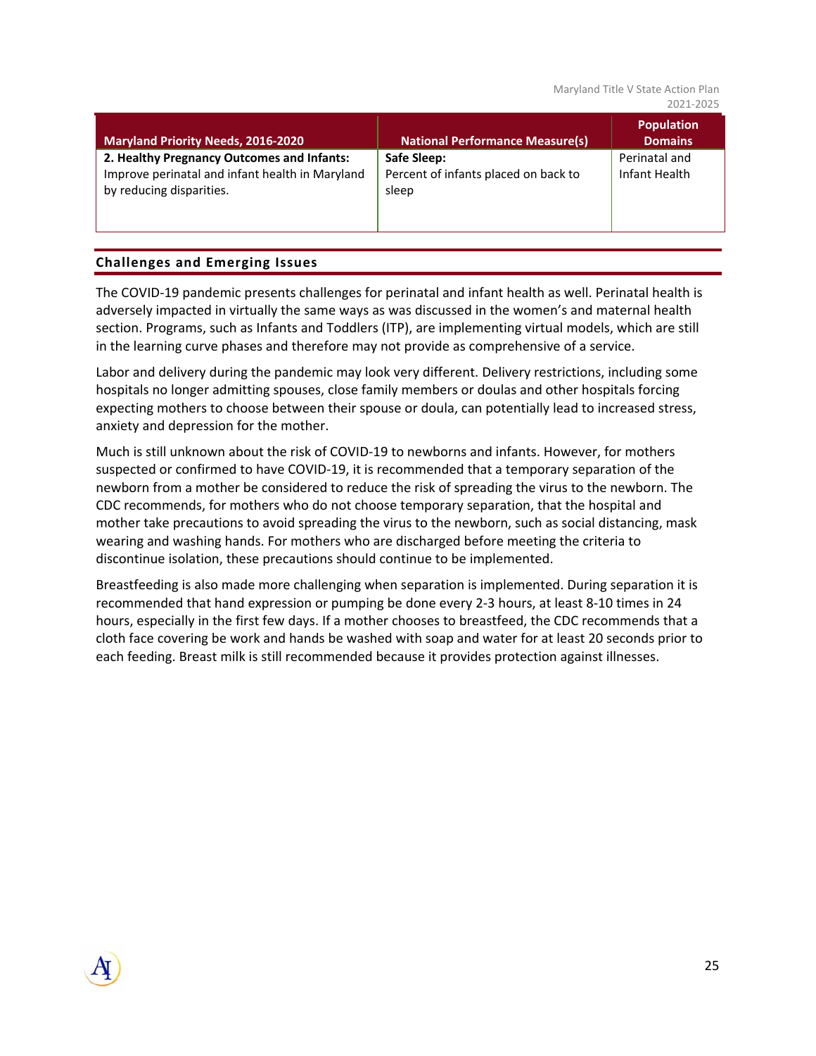| Maryland Priority Needs, 2016-2020 | National Performance Measure(s) | Population Domains |
|---|---|---|
| **2. Healthy Pregnancy Outcomes and Infants:** Improve perinatal and infant health in Maryland by reducing disparities. | **Safe Sleep:** Percent of infants placed on back to sleep | Perinatal and Infant Health |

## Challenges and Emerging Issues

The COVID-19 pandemic presents challenges for perinatal and infant health as well. Perinatal health is adversely impacted in virtually the same ways as was discussed in the women's and maternal health section. Programs, such as Infants and Toddlers (ITP), are implementing virtual models, which are still in the learning curve phases and therefore may not provide as comprehensive of a service.

Labor and delivery during the pandemic may look very different. Delivery restrictions, including some hospitals no longer admitting spouses, close family members or doulas and other hospitals forcing expecting mothers to choose between their spouse or doula, can potentially lead to increased stress, anxiety and depression for the mother.

Much is still unknown about the risk of COVID-19 to newborns and infants. However, for mothers suspected or confirmed to have COVID-19, it is recommended that a temporary separation of the newborn from a mother be considered to reduce the risk of spreading the virus to the newborn. The CDC recommends, for mothers who do not choose temporary separation, that the hospital and mother take precautions to avoid spreading the virus to the newborn, such as social distancing, mask wearing and washing hands. For mothers who are discharged before meeting the criteria to discontinue isolation, these precautions should continue to be implemented.

Breastfeeding is also made more challenging when separation is implemented. During separation it is recommended that hand expression or pumping be done every 2-3 hours, at least 8-10 times in 24 hours, especially in the first few days. If a mother chooses to breastfeed, the CDC recommends that a cloth face covering be work and hands be washed with soap and water for at least 20 seconds prior to each feeding. Breast milk is still recommended because it provides protection against illnesses.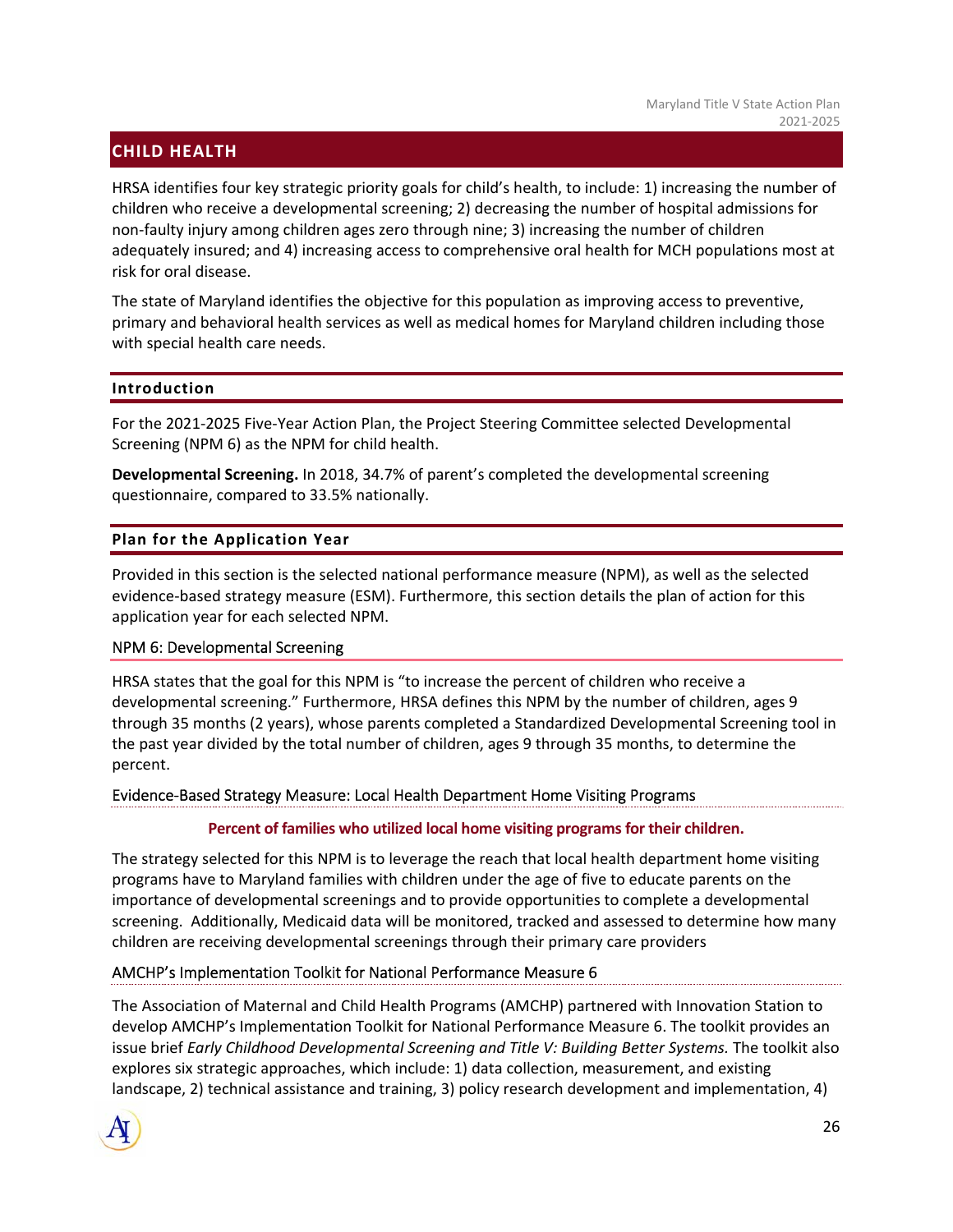## CHILD HEALTH

HRSA identifies four key strategic priority goals for child's health, to include: 1) increasing the number of children who receive a developmental screening; 2) decreasing the number of hospital admissions for non-faulty injury among children ages zero through nine; 3) increasing the number of children adequately insured; and 4) increasing access to comprehensive oral health for MCH populations most at risk for oral disease.

The state of Maryland identifies the objective for this population as improving access to preventive, primary and behavioral health services as well as medical homes for Maryland children including those with special health care needs.

### Introduction

For the 2021-2025 Five-Year Action Plan, the Project Steering Committee selected Developmental Screening (NPM 6) as the NPM for child health.

**Developmental Screening.** In 2018, 34.7% of parent's completed the developmental screening questionnaire, compared to 33.5% nationally.

### Plan for the Application Year

Provided in this section is the selected national performance measure (NPM), as well as the selected evidence-based strategy measure (ESM). Furthermore, this section details the plan of action for this application year for each selected NPM.

#### NPM 6: Developmental Screening

HRSA states that the goal for this NPM is "to increase the percent of children who receive a developmental screening." Furthermore, HRSA defines this NPM by the number of children, ages 9 through 35 months (2 years), whose parents completed a Standardized Developmental Screening tool in the past year divided by the total number of children, ages 9 through 35 months, to determine the percent.

#### Evidence-Based Strategy Measure: Local Health Department Home Visiting Programs

**Percent of families who utilized local home visiting programs for their children.**

The strategy selected for this NPM is to leverage the reach that local health department home visiting programs have to Maryland families with children under the age of five to educate parents on the importance of developmental screenings and to provide opportunities to complete a developmental screening. Additionally, Medicaid data will be monitored, tracked and assessed to determine how many children are receiving developmental screenings through their primary care providers

#### AMCHP's Implementation Toolkit for National Performance Measure 6

The Association of Maternal and Child Health Programs (AMCHP) partnered with Innovation Station to develop AMCHP's Implementation Toolkit for National Performance Measure 6. The toolkit provides an issue brief *Early Childhood Developmental Screening and Title V: Building Better Systems.* The toolkit also explores six strategic approaches, which include: 1) data collection, measurement, and existing landscape, 2) technical assistance and training, 3) policy research development and implementation, 4)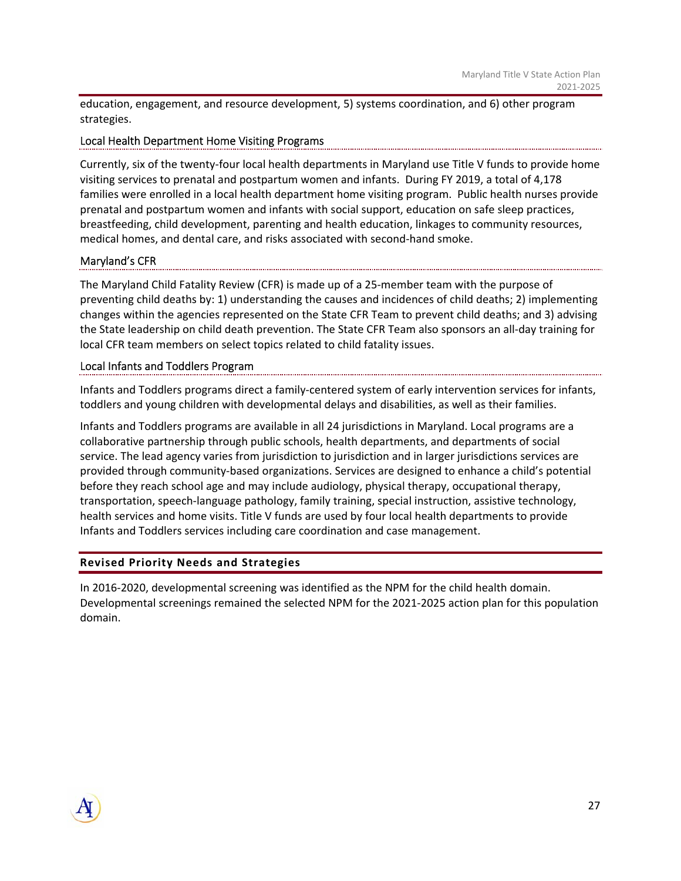education, engagement, and resource development, 5) systems coordination, and 6) other program strategies.

### Local Health Department Home Visiting Programs

Currently, six of the twenty-four local health departments in Maryland use Title V funds to provide home visiting services to prenatal and postpartum women and infants. During FY 2019, a total of 4,178 families were enrolled in a local health department home visiting program. Public health nurses provide prenatal and postpartum women and infants with social support, education on safe sleep practices, breastfeeding, child development, parenting and health education, linkages to community resources, medical homes, and dental care, and risks associated with second-hand smoke.

### Maryland's CFR

The Maryland Child Fatality Review (CFR) is made up of a 25-member team with the purpose of preventing child deaths by: 1) understanding the causes and incidences of child deaths; 2) implementing changes within the agencies represented on the State CFR Team to prevent child deaths; and 3) advising the State leadership on child death prevention. The State CFR Team also sponsors an all-day training for local CFR team members on select topics related to child fatality issues.

### Local Infants and Toddlers Program

Infants and Toddlers programs direct a family-centered system of early intervention services for infants, toddlers and young children with developmental delays and disabilities, as well as their families.

Infants and Toddlers programs are available in all 24 jurisdictions in Maryland. Local programs are a collaborative partnership through public schools, health departments, and departments of social service. The lead agency varies from jurisdiction to jurisdiction and in larger jurisdictions services are provided through community-based organizations. Services are designed to enhance a child's potential before they reach school age and may include audiology, physical therapy, occupational therapy, transportation, speech-language pathology, family training, special instruction, assistive technology, health services and home visits. Title V funds are used by four local health departments to provide Infants and Toddlers services including care coordination and case management.

## Revised Priority Needs and Strategies

In 2016-2020, developmental screening was identified as the NPM for the child health domain. Developmental screenings remained the selected NPM for the 2021-2025 action plan for this population domain.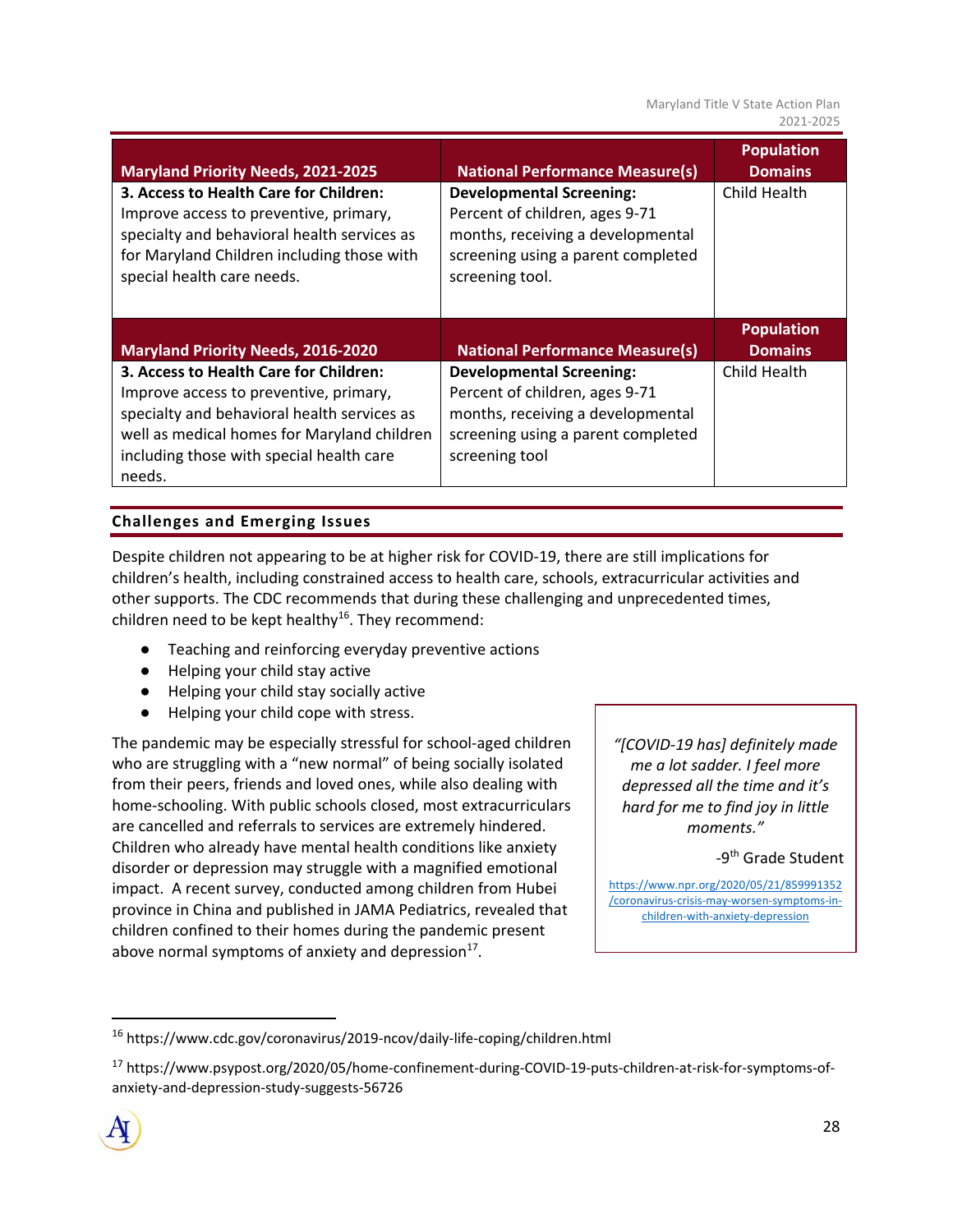| Maryland Priority Needs, 2021-2025 | National Performance Measure(s) | Population Domains |
|---|---|---|
| **3. Access to Health Care for Children:** Improve access to preventive, primary, specialty and behavioral health services as for Maryland Children including those with special health care needs. | **Developmental Screening:** Percent of children, ages 9-71 months, receiving a developmental screening using a parent completed screening tool. | Child Health |

| Maryland Priority Needs, 2016-2020 | National Performance Measure(s) | Population Domains |
|---|---|---|
| **3. Access to Health Care for Children:** Improve access to preventive, primary, specialty and behavioral health services as well as medical homes for Maryland children including those with special health care needs. | **Developmental Screening:** Percent of children, ages 9-71 months, receiving a developmental screening using a parent completed screening tool | Child Health |

## Challenges and Emerging Issues

Despite children not appearing to be at higher risk for COVID-19, there are still implications for children's health, including constrained access to health care, schools, extracurricular activities and other supports. The CDC recommends that during these challenging and unprecedented times, children need to be kept healthy[16]. They recommend:

- Teaching and reinforcing everyday preventive actions
- Helping your child stay active
- Helping your child stay socially active
- Helping your child cope with stress.

The pandemic may be especially stressful for school-aged children who are struggling with a "new normal" of being socially isolated from their peers, friends and loved ones, while also dealing with home-schooling. With public schools closed, most extracurriculars are cancelled and referrals to services are extremely hindered. Children who already have mental health conditions like anxiety disorder or depression may struggle with a magnified emotional impact. A recent survey, conducted among children from Hubei province in China and published in JAMA Pediatrics, revealed that children confined to their homes during the pandemic present above normal symptoms of anxiety and depression[17].

> *"[COVID-19 has] definitely made me a lot sadder. I feel more depressed all the time and it's hard for me to find joy in little moments."*
>
> -9th Grade Student
>
> https://www.npr.org/2020/05/21/859991352/coronavirus-crisis-may-worsen-symptoms-in-children-with-anxiety-depression

[16] https://www.cdc.gov/coronavirus/2019-ncov/daily-life-coping/children.html

[17] https://www.psypost.org/2020/05/home-confinement-during-COVID-19-puts-children-at-risk-for-symptoms-of-anxiety-and-depression-study-suggests-56726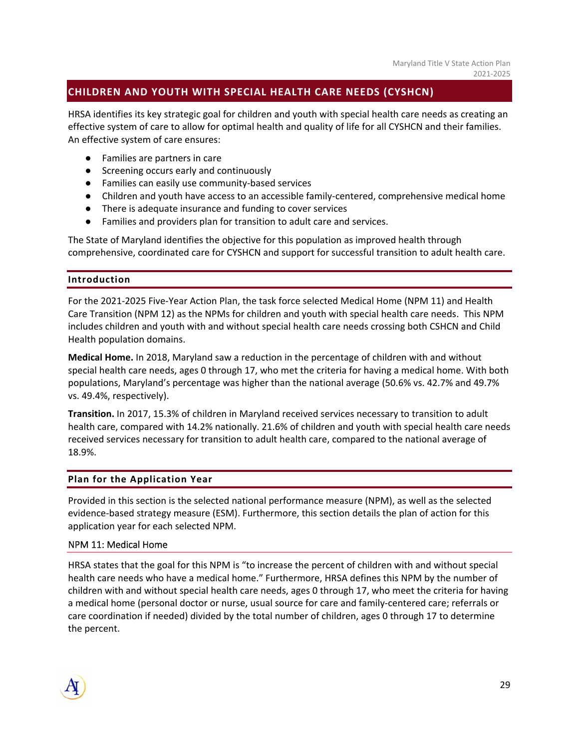## CHILDREN AND YOUTH WITH SPECIAL HEALTH CARE NEEDS (CYSHCN)

HRSA identifies its key strategic goal for children and youth with special health care needs as creating an effective system of care to allow for optimal health and quality of life for all CYSHCN and their families. An effective system of care ensures:

- Families are partners in care
- Screening occurs early and continuously
- Families can easily use community-based services
- Children and youth have access to an accessible family-centered, comprehensive medical home
- There is adequate insurance and funding to cover services
- Families and providers plan for transition to adult care and services.

The State of Maryland identifies the objective for this population as improved health through comprehensive, coordinated care for CYSHCN and support for successful transition to adult health care.

### Introduction

For the 2021-2025 Five-Year Action Plan, the task force selected Medical Home (NPM 11) and Health Care Transition (NPM 12) as the NPMs for children and youth with special health care needs. This NPM includes children and youth with and without special health care needs crossing both CSHCN and Child Health population domains.

**Medical Home.** In 2018, Maryland saw a reduction in the percentage of children with and without special health care needs, ages 0 through 17, who met the criteria for having a medical home. With both populations, Maryland's percentage was higher than the national average (50.6% vs. 42.7% and 49.7% vs. 49.4%, respectively).

**Transition.** In 2017, 15.3% of children in Maryland received services necessary to transition to adult health care, compared with 14.2% nationally. 21.6% of children and youth with special health care needs received services necessary for transition to adult health care, compared to the national average of 18.9%.

### Plan for the Application Year

Provided in this section is the selected national performance measure (NPM), as well as the selected evidence-based strategy measure (ESM). Furthermore, this section details the plan of action for this application year for each selected NPM.

#### NPM 11: Medical Home

HRSA states that the goal for this NPM is "to increase the percent of children with and without special health care needs who have a medical home." Furthermore, HRSA defines this NPM by the number of children with and without special health care needs, ages 0 through 17, who meet the criteria for having a medical home (personal doctor or nurse, usual source for care and family-centered care; referrals or care coordination if needed) divided by the total number of children, ages 0 through 17 to determine the percent.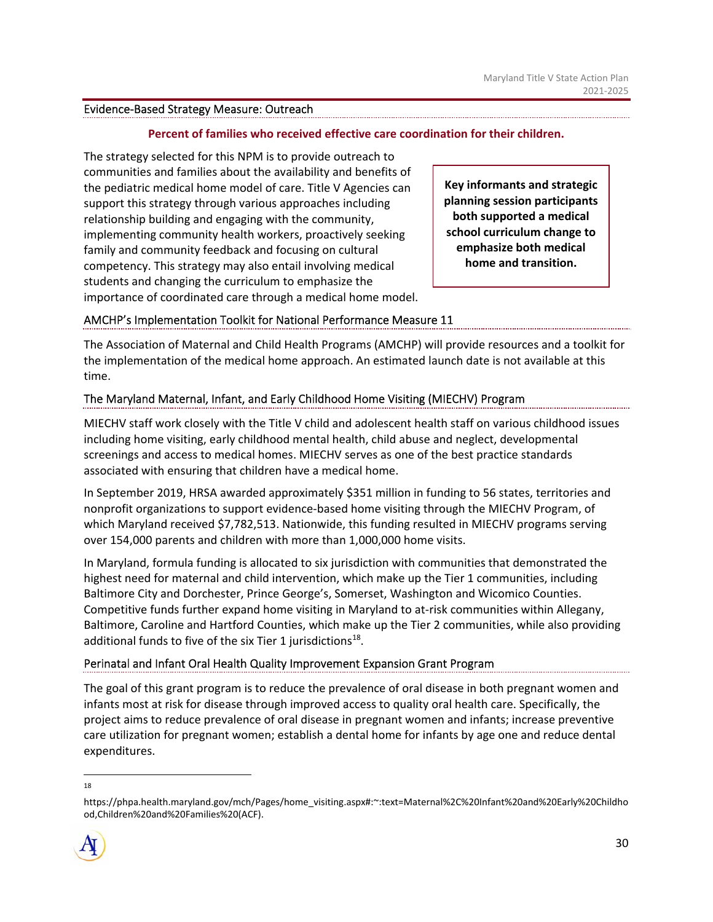### Evidence-Based Strategy Measure: Outreach

**Percent of families who received effective care coordination for their children.**

The strategy selected for this NPM is to provide outreach to communities and families about the availability and benefits of the pediatric medical home model of care. Title V Agencies can support this strategy through various approaches including relationship building and engaging with the community, implementing community health workers, proactively seeking family and community feedback and focusing on cultural competency. This strategy may also entail involving medical students and changing the curriculum to emphasize the importance of coordinated care through a medical home model.

**Key informants and strategic planning session participants both supported a medical school curriculum change to emphasize both medical home and transition.**

### AMCHP's Implementation Toolkit for National Performance Measure 11

The Association of Maternal and Child Health Programs (AMCHP) will provide resources and a toolkit for the implementation of the medical home approach. An estimated launch date is not available at this time.

### The Maryland Maternal, Infant, and Early Childhood Home Visiting (MIECHV) Program

MIECHV staff work closely with the Title V child and adolescent health staff on various childhood issues including home visiting, early childhood mental health, child abuse and neglect, developmental screenings and access to medical homes. MIECHV serves as one of the best practice standards associated with ensuring that children have a medical home.

In September 2019, HRSA awarded approximately $351 million in funding to 56 states, territories and nonprofit organizations to support evidence-based home visiting through the MIECHV Program, of which Maryland received $7,782,513. Nationwide, this funding resulted in MIECHV programs serving over 154,000 parents and children with more than 1,000,000 home visits.

In Maryland, formula funding is allocated to six jurisdiction with communities that demonstrated the highest need for maternal and child intervention, which make up the Tier 1 communities, including Baltimore City and Dorchester, Prince George's, Somerset, Washington and Wicomico Counties. Competitive funds further expand home visiting in Maryland to at-risk communities within Allegany, Baltimore, Caroline and Hartford Counties, which make up the Tier 2 communities, while also providing additional funds to five of the six Tier 1 jurisdictions[18].

### Perinatal and Infant Oral Health Quality Improvement Expansion Grant Program

The goal of this grant program is to reduce the prevalence of oral disease in both pregnant women and infants most at risk for disease through improved access to quality oral health care. Specifically, the project aims to reduce prevalence of oral disease in pregnant women and infants; increase preventive care utilization for pregnant women; establish a dental home for infants by age one and reduce dental expenditures.

---

[18] https://phpa.health.maryland.gov/mch/Pages/home_visiting.aspx#:~:text=Maternal%2C%20Infant%20and%20Early%20Childhood,Children%20and%20Families%20(ACF).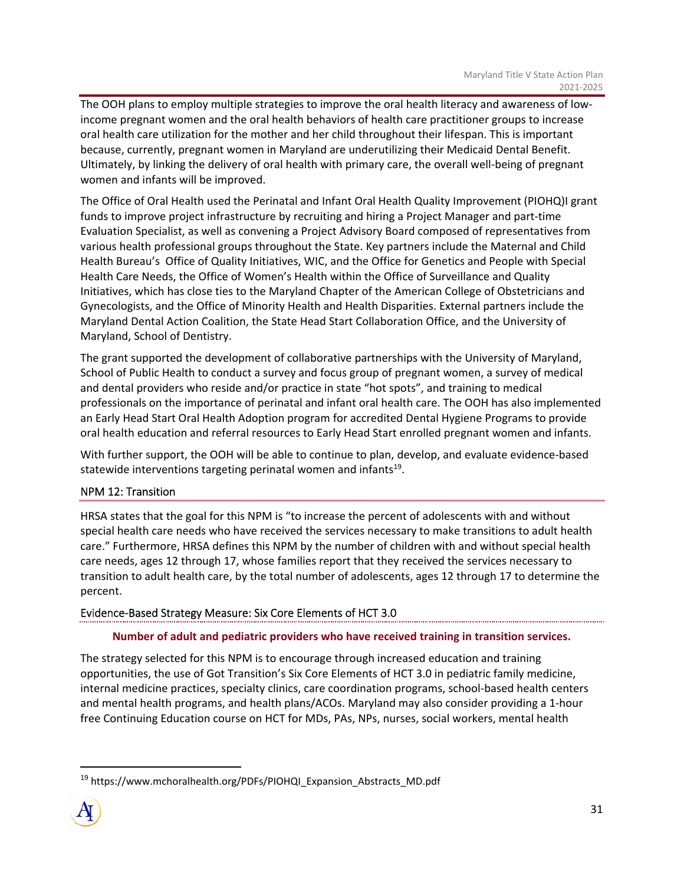The OOH plans to employ multiple strategies to improve the oral health literacy and awareness of low-income pregnant women and the oral health behaviors of health care practitioner groups to increase oral health care utilization for the mother and her child throughout their lifespan. This is important because, currently, pregnant women in Maryland are underutilizing their Medicaid Dental Benefit. Ultimately, by linking the delivery of oral health with primary care, the overall well-being of pregnant women and infants will be improved.

The Office of Oral Health used the Perinatal and Infant Oral Health Quality Improvement (PIOHQ)I grant funds to improve project infrastructure by recruiting and hiring a Project Manager and part-time Evaluation Specialist, as well as convening a Project Advisory Board composed of representatives from various health professional groups throughout the State. Key partners include the Maternal and Child Health Bureau's Office of Quality Initiatives, WIC, and the Office for Genetics and People with Special Health Care Needs, the Office of Women's Health within the Office of Surveillance and Quality Initiatives, which has close ties to the Maryland Chapter of the American College of Obstetricians and Gynecologists, and the Office of Minority Health and Health Disparities. External partners include the Maryland Dental Action Coalition, the State Head Start Collaboration Office, and the University of Maryland, School of Dentistry.

The grant supported the development of collaborative partnerships with the University of Maryland, School of Public Health to conduct a survey and focus group of pregnant women, a survey of medical and dental providers who reside and/or practice in state "hot spots", and training to medical professionals on the importance of perinatal and infant oral health care. The OOH has also implemented an Early Head Start Oral Health Adoption program for accredited Dental Hygiene Programs to provide oral health education and referral resources to Early Head Start enrolled pregnant women and infants.

With further support, the OOH will be able to continue to plan, develop, and evaluate evidence-based statewide interventions targeting perinatal women and infants[19].

### NPM 12: Transition

HRSA states that the goal for this NPM is "to increase the percent of adolescents with and without special health care needs who have received the services necessary to make transitions to adult health care." Furthermore, HRSA defines this NPM by the number of children with and without special health care needs, ages 12 through 17, whose families report that they received the services necessary to transition to adult health care, by the total number of adolescents, ages 12 through 17 to determine the percent.

#### Evidence-Based Strategy Measure: Six Core Elements of HCT 3.0

**Number of adult and pediatric providers who have received training in transition services.**

The strategy selected for this NPM is to encourage through increased education and training opportunities, the use of Got Transition's Six Core Elements of HCT 3.0 in pediatric family medicine, internal medicine practices, specialty clinics, care coordination programs, school-based health centers and mental health programs, and health plans/ACOs. Maryland may also consider providing a 1-hour free Continuing Education course on HCT for MDs, PAs, NPs, nurses, social workers, mental health

---

[19] https://www.mchoralhealth.org/PDFs/PIOHQI_Expansion_Abstracts_MD.pdf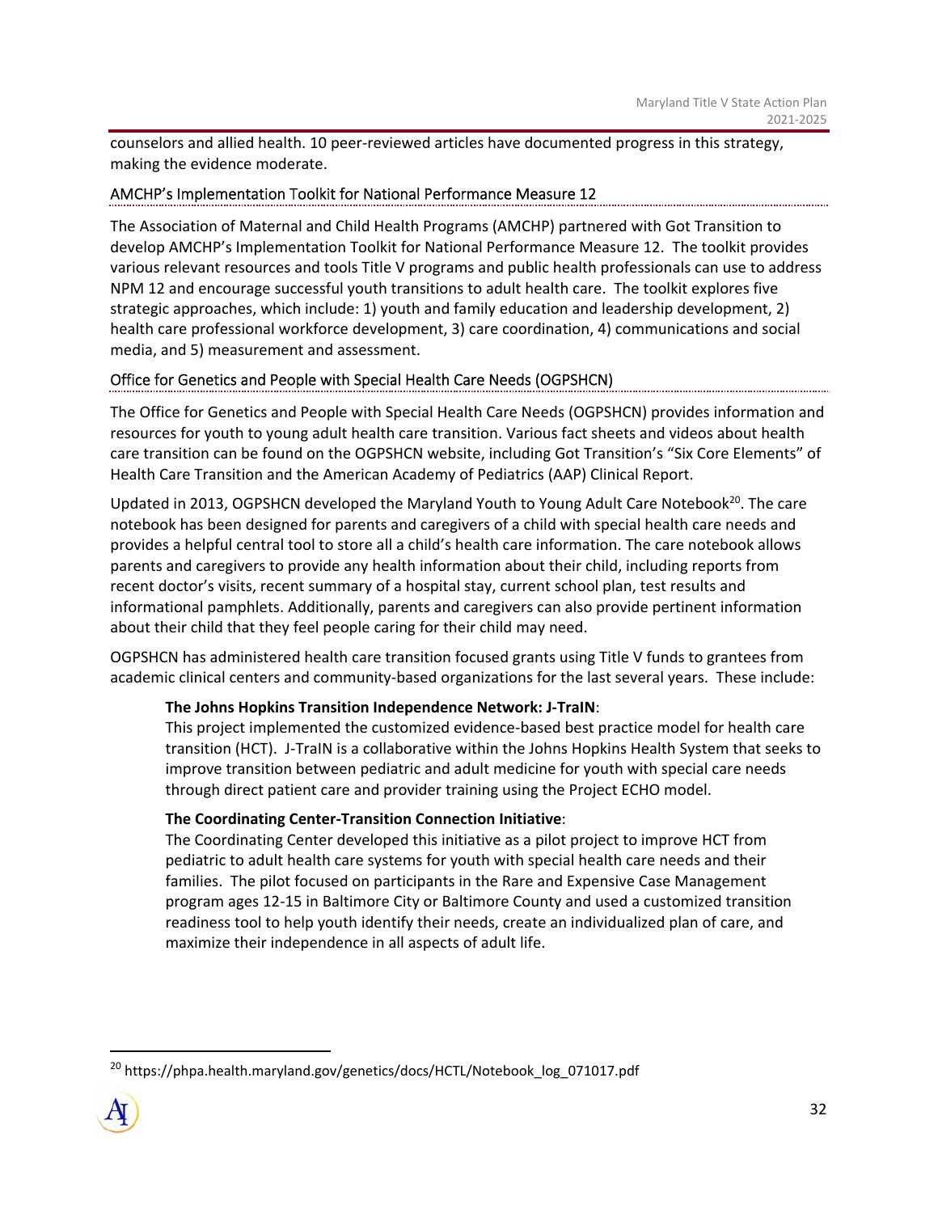counselors and allied health. 10 peer-reviewed articles have documented progress in this strategy, making the evidence moderate.

### AMCHP's Implementation Toolkit for National Performance Measure 12

The Association of Maternal and Child Health Programs (AMCHP) partnered with Got Transition to develop AMCHP's Implementation Toolkit for National Performance Measure 12. The toolkit provides various relevant resources and tools Title V programs and public health professionals can use to address NPM 12 and encourage successful youth transitions to adult health care. The toolkit explores five strategic approaches, which include: 1) youth and family education and leadership development, 2) health care professional workforce development, 3) care coordination, 4) communications and social media, and 5) measurement and assessment.

### Office for Genetics and People with Special Health Care Needs (OGPSHCN)

The Office for Genetics and People with Special Health Care Needs (OGPSHCN) provides information and resources for youth to young adult health care transition. Various fact sheets and videos about health care transition can be found on the OGPSHCN website, including Got Transition's "Six Core Elements" of Health Care Transition and the American Academy of Pediatrics (AAP) Clinical Report.

Updated in 2013, OGPSHCN developed the Maryland Youth to Young Adult Care Notebook[20]. The care notebook has been designed for parents and caregivers of a child with special health care needs and provides a helpful central tool to store all a child's health care information. The care notebook allows parents and caregivers to provide any health information about their child, including reports from recent doctor's visits, recent summary of a hospital stay, current school plan, test results and informational pamphlets. Additionally, parents and caregivers can also provide pertinent information about their child that they feel people caring for their child may need.

OGPSHCN has administered health care transition focused grants using Title V funds to grantees from academic clinical centers and community-based organizations for the last several years. These include:

**The Johns Hopkins Transition Independence Network: J-TraIN**:
This project implemented the customized evidence-based best practice model for health care transition (HCT). J-TraIN is a collaborative within the Johns Hopkins Health System that seeks to improve transition between pediatric and adult medicine for youth with special care needs through direct patient care and provider training using the Project ECHO model.

**The Coordinating Center-Transition Connection Initiative**:
The Coordinating Center developed this initiative as a pilot project to improve HCT from pediatric to adult health care systems for youth with special health care needs and their families. The pilot focused on participants in the Rare and Expensive Case Management program ages 12-15 in Baltimore City or Baltimore County and used a customized transition readiness tool to help youth identify their needs, create an individualized plan of care, and maximize their independence in all aspects of adult life.

---

[20] https://phpa.health.maryland.gov/genetics/docs/HCTL/Notebook_log_071017.pdf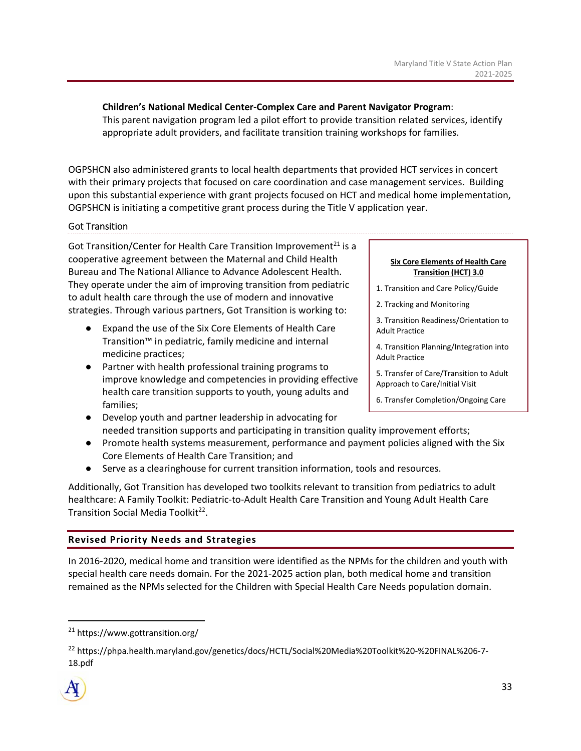**Children's National Medical Center-Complex Care and Parent Navigator Program**: This parent navigation program led a pilot effort to provide transition related services, identify appropriate adult providers, and facilitate transition training workshops for families.

OGPSHCN also administered grants to local health departments that provided HCT services in concert with their primary projects that focused on care coordination and case management services. Building upon this substantial experience with grant projects focused on HCT and medical home implementation, OGPSHCN is initiating a competitive grant process during the Title V application year.

### Got Transition

Got Transition/Center for Health Care Transition Improvement[21] is a cooperative agreement between the Maternal and Child Health Bureau and The National Alliance to Advance Adolescent Health. They operate under the aim of improving transition from pediatric to adult health care through the use of modern and innovative strategies. Through various partners, Got Transition is working to:

- Expand the use of the Six Core Elements of Health Care Transition™ in pediatric, family medicine and internal medicine practices;
- Partner with health professional training programs to improve knowledge and competencies in providing effective health care transition supports to youth, young adults and families;
- Develop youth and partner leadership in advocating for needed transition supports and participating in transition quality improvement efforts;
- Promote health systems measurement, performance and payment policies aligned with the Six Core Elements of Health Care Transition; and
- Serve as a clearinghouse for current transition information, tools and resources.

> **Six Core Elements of Health Care Transition (HCT) 3.0**
>
> 1. Transition and Care Policy/Guide
> 2. Tracking and Monitoring
> 3. Transition Readiness/Orientation to Adult Practice
> 4. Transition Planning/Integration into Adult Practice
> 5. Transfer of Care/Transition to Adult Approach to Care/Initial Visit
> 6. Transfer Completion/Ongoing Care

Additionally, Got Transition has developed two toolkits relevant to transition from pediatrics to adult healthcare: A Family Toolkit: Pediatric-to-Adult Health Care Transition and Young Adult Health Care Transition Social Media Toolkit[22].

## Revised Priority Needs and Strategies

In 2016-2020, medical home and transition were identified as the NPMs for the children and youth with special health care needs domain. For the 2021-2025 action plan, both medical home and transition remained as the NPMs selected for the Children with Special Health Care Needs population domain.

---

[21] https://www.gottransition.org/

[22] https://phpa.health.maryland.gov/genetics/docs/HCTL/Social%20Media%20Toolkit%20-%20FINAL%206-7-18.pdf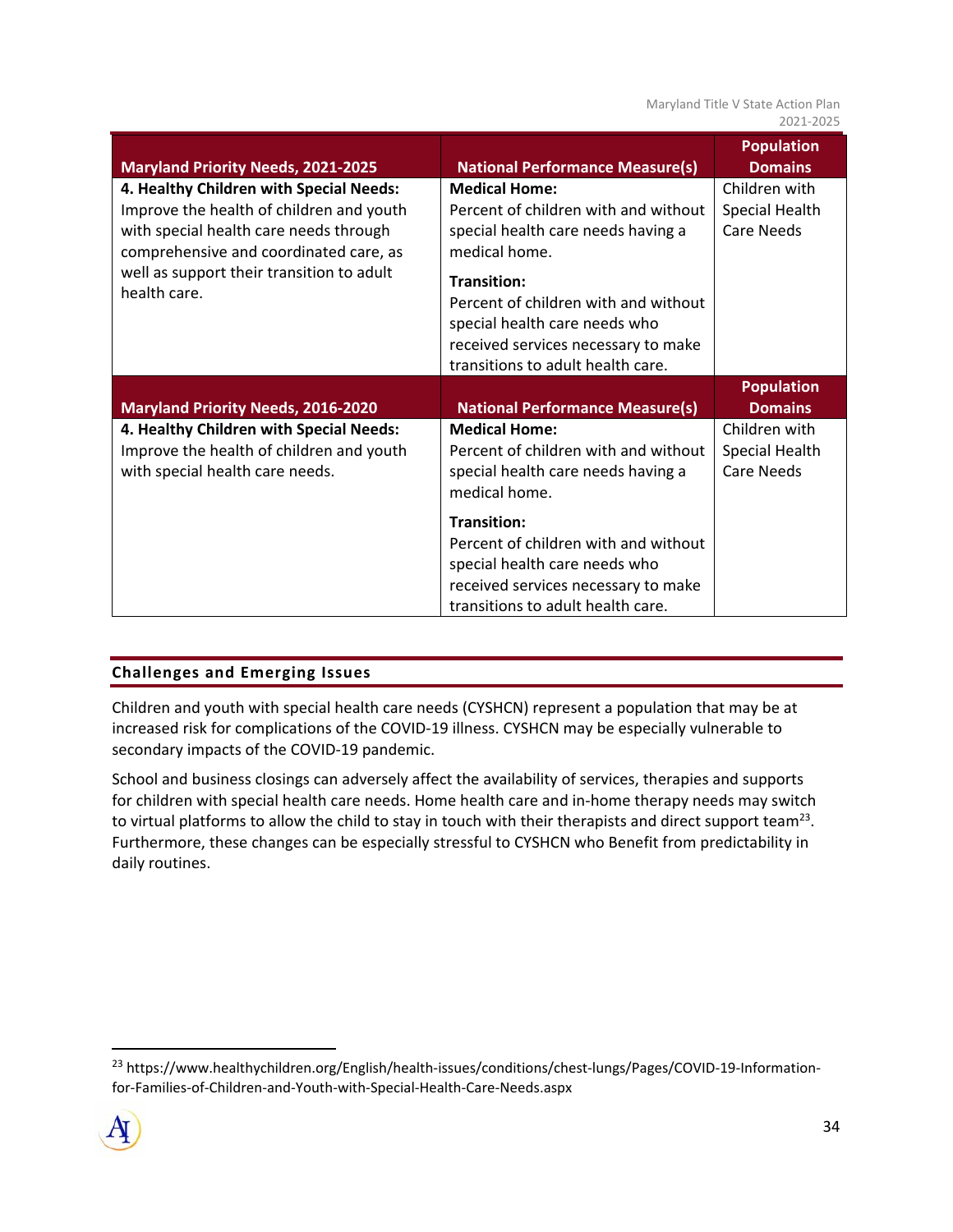| Maryland Priority Needs, 2021-2025 | National Performance Measure(s) | Population Domains |
|---|---|---|
| **4. Healthy Children with Special Needs:** Improve the health of children and youth with special health care needs through comprehensive and coordinated care, as well as support their transition to adult health care. | **Medical Home:** Percent of children with and without special health care needs having a medical home.<br><br>**Transition:** Percent of children with and without special health care needs who received services necessary to make transitions to adult health care. | Children with Special Health Care Needs |
| **Maryland Priority Needs, 2016-2020** | **National Performance Measure(s)** | **Population Domains** |
| **4. Healthy Children with Special Needs:** Improve the health of children and youth with special health care needs. | **Medical Home:** Percent of children with and without special health care needs having a medical home.<br><br>**Transition:** Percent of children with and without special health care needs who received services necessary to make transitions to adult health care. | Children with Special Health Care Needs |

## Challenges and Emerging Issues

Children and youth with special health care needs (CYSHCN) represent a population that may be at increased risk for complications of the COVID-19 illness. CYSHCN may be especially vulnerable to secondary impacts of the COVID-19 pandemic.

School and business closings can adversely affect the availability of services, therapies and supports for children with special health care needs. Home health care and in-home therapy needs may switch to virtual platforms to allow the child to stay in touch with their therapists and direct support team[23]. Furthermore, these changes can be especially stressful to CYSHCN who Benefit from predictability in daily routines.

---

[23] https://www.healthychildren.org/English/health-issues/conditions/chest-lungs/Pages/COVID-19-Information-for-Families-of-Children-and-Youth-with-Special-Health-Care-Needs.aspx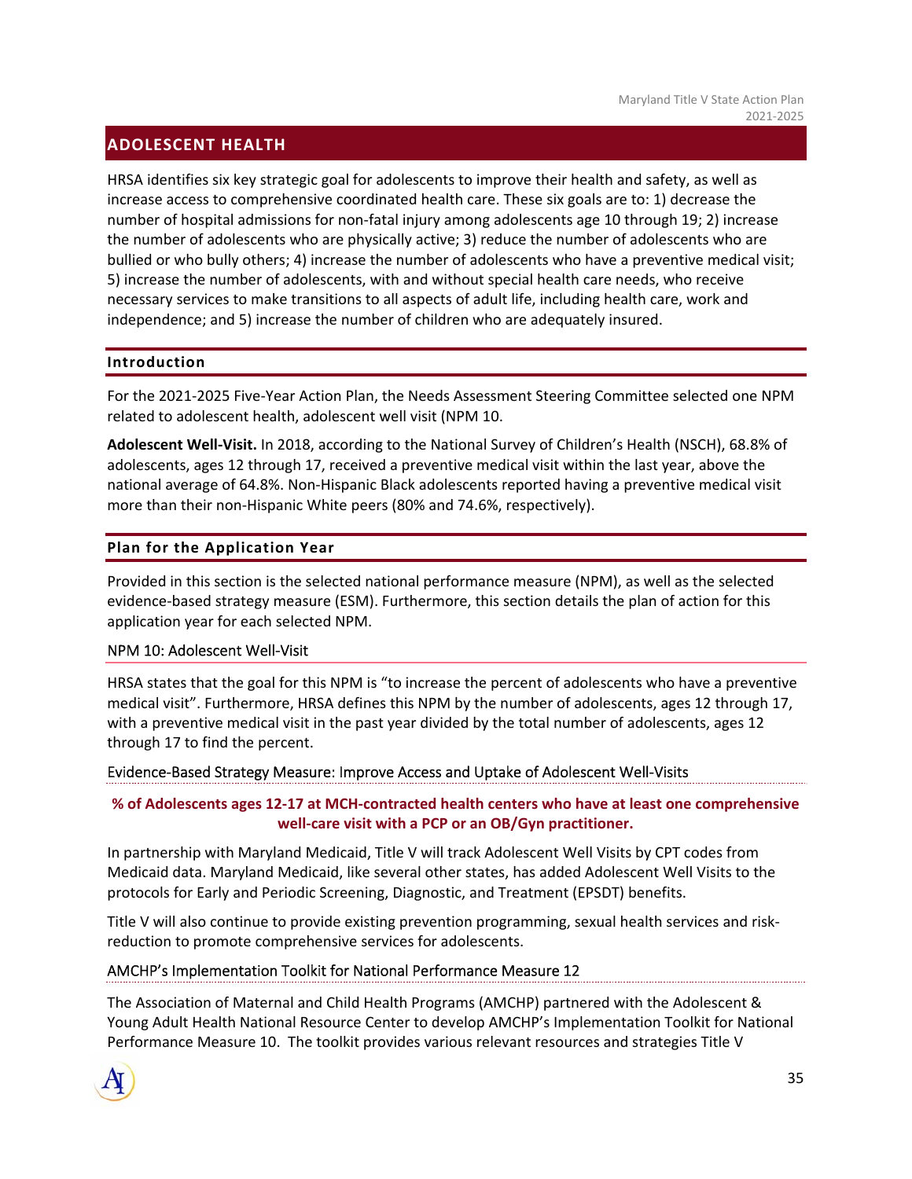## ADOLESCENT HEALTH

HRSA identifies six key strategic goal for adolescents to improve their health and safety, as well as increase access to comprehensive coordinated health care. These six goals are to: 1) decrease the number of hospital admissions for non-fatal injury among adolescents age 10 through 19; 2) increase the number of adolescents who are physically active; 3) reduce the number of adolescents who are bullied or who bully others; 4) increase the number of adolescents who have a preventive medical visit; 5) increase the number of adolescents, with and without special health care needs, who receive necessary services to make transitions to all aspects of adult life, including health care, work and independence; and 5) increase the number of children who are adequately insured.

### Introduction

For the 2021-2025 Five-Year Action Plan, the Needs Assessment Steering Committee selected one NPM related to adolescent health, adolescent well visit (NPM 10.

**Adolescent Well-Visit.** In 2018, according to the National Survey of Children's Health (NSCH), 68.8% of adolescents, ages 12 through 17, received a preventive medical visit within the last year, above the national average of 64.8%. Non-Hispanic Black adolescents reported having a preventive medical visit more than their non-Hispanic White peers (80% and 74.6%, respectively).

### Plan for the Application Year

Provided in this section is the selected national performance measure (NPM), as well as the selected evidence-based strategy measure (ESM). Furthermore, this section details the plan of action for this application year for each selected NPM.

#### NPM 10: Adolescent Well-Visit

HRSA states that the goal for this NPM is "to increase the percent of adolescents who have a preventive medical visit". Furthermore, HRSA defines this NPM by the number of adolescents, ages 12 through 17, with a preventive medical visit in the past year divided by the total number of adolescents, ages 12 through 17 to find the percent.

#### Evidence-Based Strategy Measure: Improve Access and Uptake of Adolescent Well-Visits

**% of Adolescents ages 12-17 at MCH-contracted health centers who have at least one comprehensive well-care visit with a PCP or an OB/Gyn practitioner.**

In partnership with Maryland Medicaid, Title V will track Adolescent Well Visits by CPT codes from Medicaid data. Maryland Medicaid, like several other states, has added Adolescent Well Visits to the protocols for Early and Periodic Screening, Diagnostic, and Treatment (EPSDT) benefits.

Title V will also continue to provide existing prevention programming, sexual health services and risk-reduction to promote comprehensive services for adolescents.

#### AMCHP's Implementation Toolkit for National Performance Measure 12

The Association of Maternal and Child Health Programs (AMCHP) partnered with the Adolescent & Young Adult Health National Resource Center to develop AMCHP's Implementation Toolkit for National Performance Measure 10. The toolkit provides various relevant resources and strategies Title V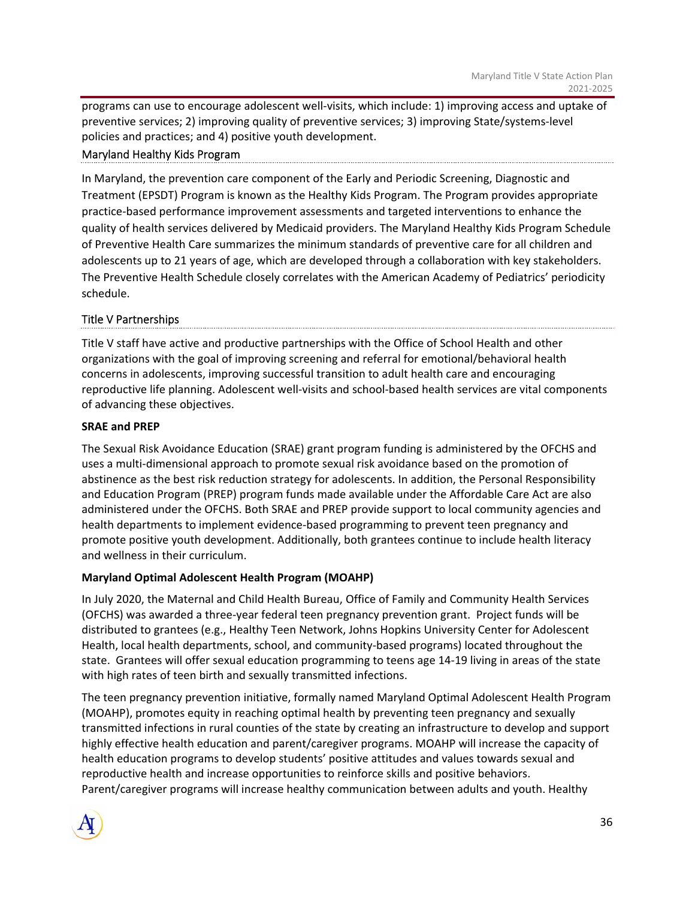programs can use to encourage adolescent well-visits, which include: 1) improving access and uptake of preventive services; 2) improving quality of preventive services; 3) improving State/systems-level policies and practices; and 4) positive youth development.

### Maryland Healthy Kids Program

In Maryland, the prevention care component of the Early and Periodic Screening, Diagnostic and Treatment (EPSDT) Program is known as the Healthy Kids Program. The Program provides appropriate practice-based performance improvement assessments and targeted interventions to enhance the quality of health services delivered by Medicaid providers. The Maryland Healthy Kids Program Schedule of Preventive Health Care summarizes the minimum standards of preventive care for all children and adolescents up to 21 years of age, which are developed through a collaboration with key stakeholders. The Preventive Health Schedule closely correlates with the American Academy of Pediatrics' periodicity schedule.

### Title V Partnerships

Title V staff have active and productive partnerships with the Office of School Health and other organizations with the goal of improving screening and referral for emotional/behavioral health concerns in adolescents, improving successful transition to adult health care and encouraging reproductive life planning. Adolescent well-visits and school-based health services are vital components of advancing these objectives.

**SRAE and PREP**

The Sexual Risk Avoidance Education (SRAE) grant program funding is administered by the OFCHS and uses a multi-dimensional approach to promote sexual risk avoidance based on the promotion of abstinence as the best risk reduction strategy for adolescents. In addition, the Personal Responsibility and Education Program (PREP) program funds made available under the Affordable Care Act are also administered under the OFCHS. Both SRAE and PREP provide support to local community agencies and health departments to implement evidence-based programming to prevent teen pregnancy and promote positive youth development. Additionally, both grantees continue to include health literacy and wellness in their curriculum.

**Maryland Optimal Adolescent Health Program (MOAHP)**

In July 2020, the Maternal and Child Health Bureau, Office of Family and Community Health Services (OFCHS) was awarded a three-year federal teen pregnancy prevention grant. Project funds will be distributed to grantees (e.g., Healthy Teen Network, Johns Hopkins University Center for Adolescent Health, local health departments, school, and community-based programs) located throughout the state. Grantees will offer sexual education programming to teens age 14-19 living in areas of the state with high rates of teen birth and sexually transmitted infections.

The teen pregnancy prevention initiative, formally named Maryland Optimal Adolescent Health Program (MOAHP), promotes equity in reaching optimal health by preventing teen pregnancy and sexually transmitted infections in rural counties of the state by creating an infrastructure to develop and support highly effective health education and parent/caregiver programs. MOAHP will increase the capacity of health education programs to develop students' positive attitudes and values towards sexual and reproductive health and increase opportunities to reinforce skills and positive behaviors. Parent/caregiver programs will increase healthy communication between adults and youth. Healthy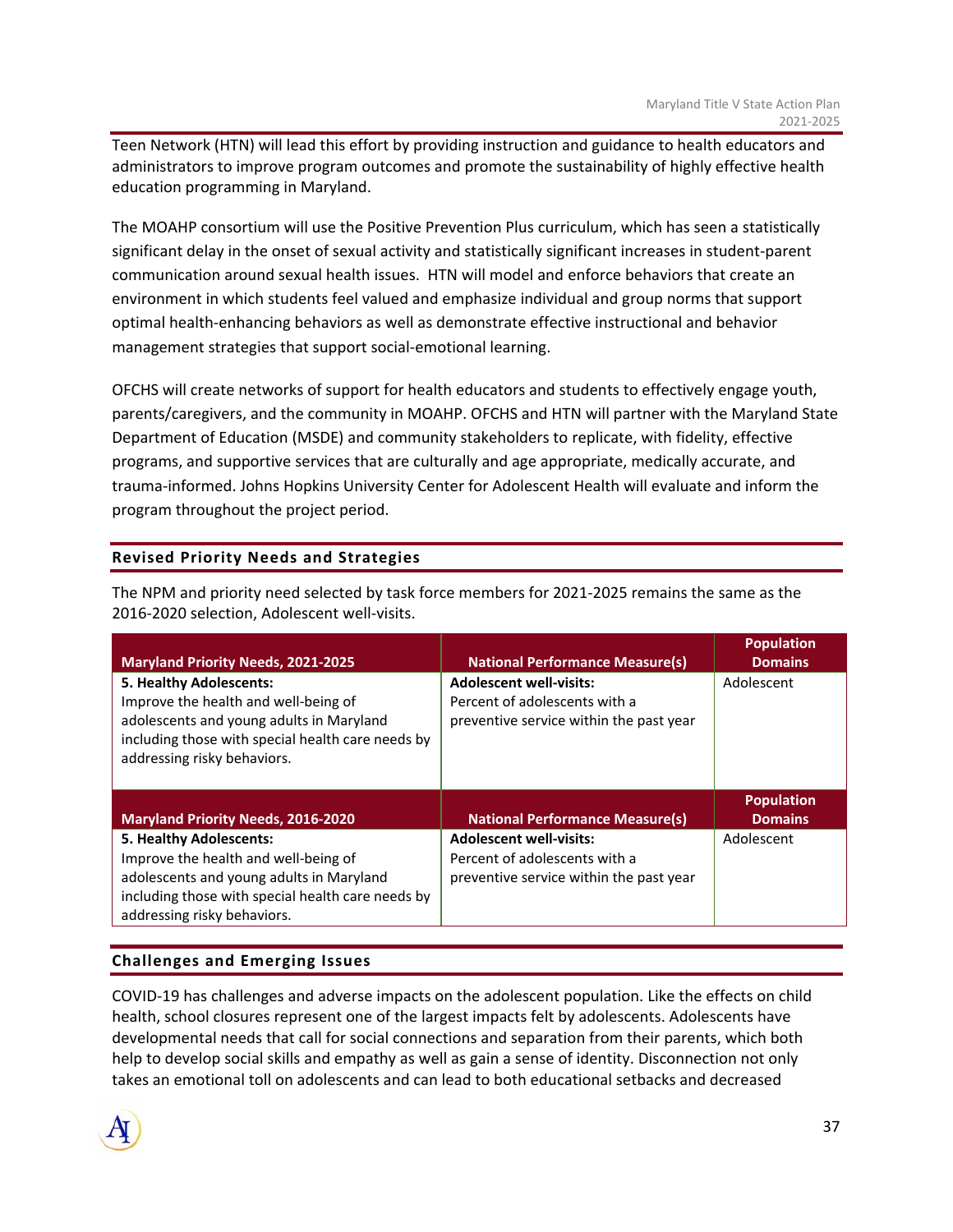Teen Network (HTN) will lead this effort by providing instruction and guidance to health educators and administrators to improve program outcomes and promote the sustainability of highly effective health education programming in Maryland.

The MOAHP consortium will use the Positive Prevention Plus curriculum, which has seen a statistically significant delay in the onset of sexual activity and statistically significant increases in student-parent communication around sexual health issues. HTN will model and enforce behaviors that create an environment in which students feel valued and emphasize individual and group norms that support optimal health-enhancing behaviors as well as demonstrate effective instructional and behavior management strategies that support social-emotional learning.

OFCHS will create networks of support for health educators and students to effectively engage youth, parents/caregivers, and the community in MOAHP. OFCHS and HTN will partner with the Maryland State Department of Education (MSDE) and community stakeholders to replicate, with fidelity, effective programs, and supportive services that are culturally and age appropriate, medically accurate, and trauma-informed. Johns Hopkins University Center for Adolescent Health will evaluate and inform the program throughout the project period.

## Revised Priority Needs and Strategies

The NPM and priority need selected by task force members for 2021-2025 remains the same as the 2016-2020 selection, Adolescent well-visits.

| Maryland Priority Needs, 2021-2025 | National Performance Measure(s) | Population Domains |
|---|---|---|
| **5. Healthy Adolescents:** Improve the health and well-being of adolescents and young adults in Maryland including those with special health care needs by addressing risky behaviors. | **Adolescent well-visits:** Percent of adolescents with a preventive service within the past year | Adolescent |

| Maryland Priority Needs, 2016-2020 | National Performance Measure(s) | Population Domains |
|---|---|---|
| **5. Healthy Adolescents:** Improve the health and well-being of adolescents and young adults in Maryland including those with special health care needs by addressing risky behaviors. | **Adolescent well-visits:** Percent of adolescents with a preventive service within the past year | Adolescent |

## Challenges and Emerging Issues

COVID-19 has challenges and adverse impacts on the adolescent population. Like the effects on child health, school closures represent one of the largest impacts felt by adolescents. Adolescents have developmental needs that call for social connections and separation from their parents, which both help to develop social skills and empathy as well as gain a sense of identity. Disconnection not only takes an emotional toll on adolescents and can lead to both educational setbacks and decreased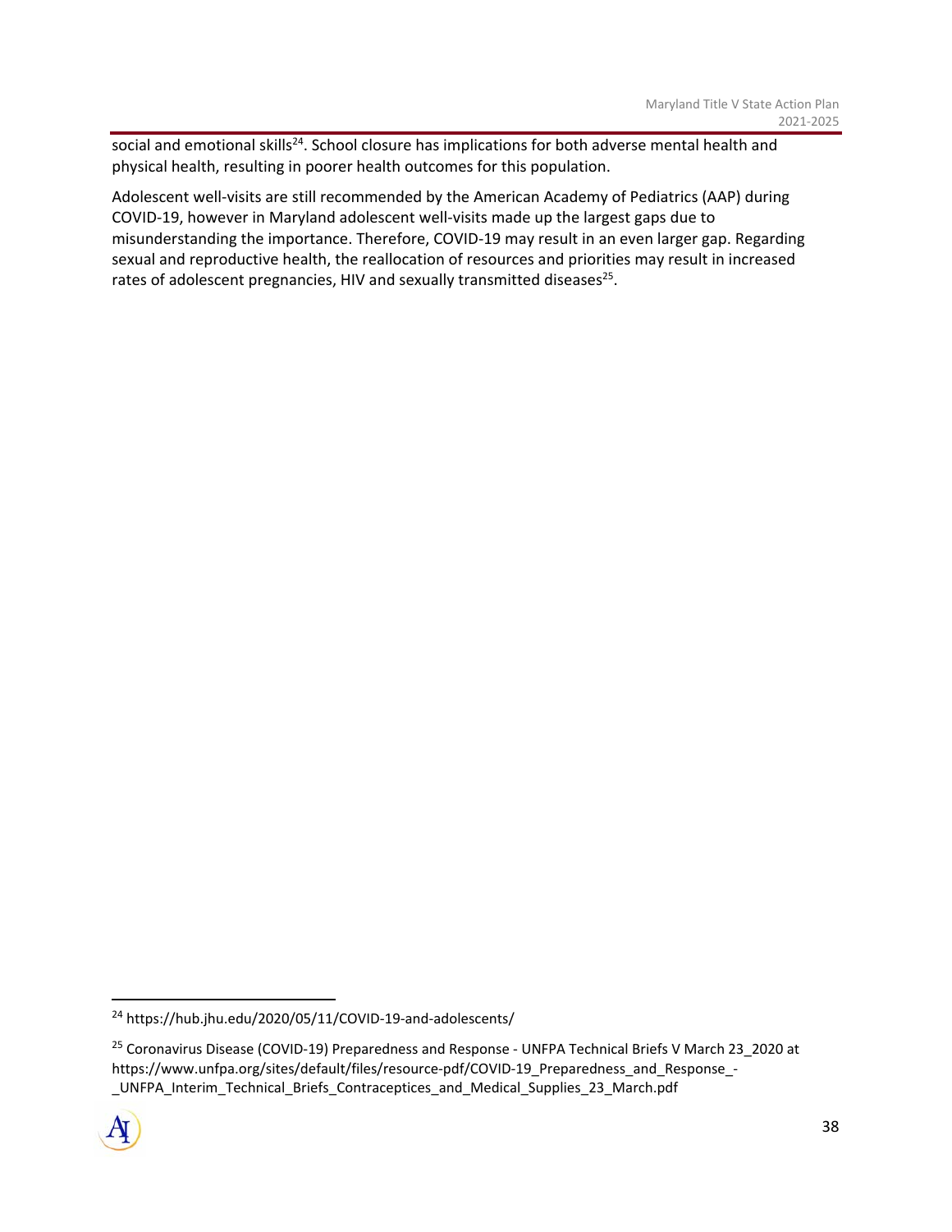social and emotional skills[24]. School closure has implications for both adverse mental health and physical health, resulting in poorer health outcomes for this population.

Adolescent well-visits are still recommended by the American Academy of Pediatrics (AAP) during COVID-19, however in Maryland adolescent well-visits made up the largest gaps due to misunderstanding the importance. Therefore, COVID-19 may result in an even larger gap. Regarding sexual and reproductive health, the reallocation of resources and priorities may result in increased rates of adolescent pregnancies, HIV and sexually transmitted diseases[25].

---

[24] https://hub.jhu.edu/2020/05/11/COVID-19-and-adolescents/

[25] Coronavirus Disease (COVID-19) Preparedness and Response - UNFPA Technical Briefs V March 23_2020 at https://www.unfpa.org/sites/default/files/resource-pdf/COVID-19_Preparedness_and_Response_-_UNFPA_Interim_Technical_Briefs_Contraceptices_and_Medical_Supplies_23_March.pdf